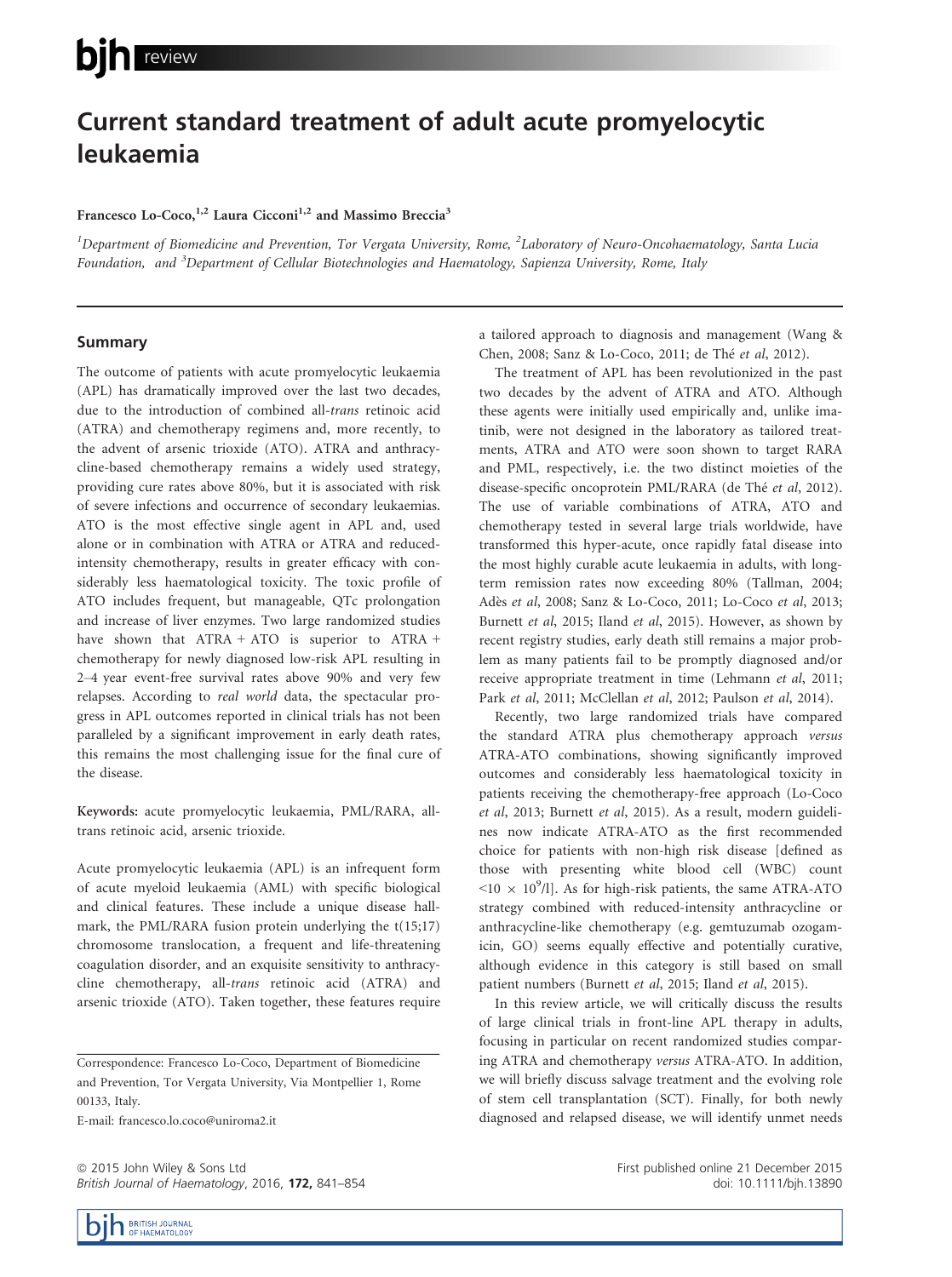# Current standard treatment of adult acute promyelocytic leukaemia

Francesco Lo-Coco,[1,2] Laura Cicconi[1,2] and Massimo Breccia[3]

[1]Department of Biomedicine and Prevention, Tor Vergata University, Rome, [2]Laboratory of Neuro-Oncohaematology, Santa Lucia Foundation, and [3]Department of Cellular Biotechnologies and Haematology, Sapienza University, Rome, Italy

## Summary

The outcome of patients with acute promyelocytic leukaemia (APL) has dramatically improved over the last two decades, due to the introduction of combined all-*trans* retinoic acid (ATRA) and chemotherapy regimens and, more recently, to the advent of arsenic trioxide (ATO). ATRA and anthracycline-based chemotherapy remains a widely used strategy, providing cure rates above 80%, but it is associated with risk of severe infections and occurrence of secondary leukaemias. ATO is the most effective single agent in APL and, used alone or in combination with ATRA or ATRA and reduced-intensity chemotherapy, results in greater efficacy with considerably less haematological toxicity. The toxic profile of ATO includes frequent, but manageable, QTc prolongation and increase of liver enzymes. Two large randomized studies have shown that ATRA + ATO is superior to ATRA + chemotherapy for newly diagnosed low-risk APL resulting in 2–4 year event-free survival rates above 90% and very few relapses. According to *real world* data, the spectacular progress in APL outcomes reported in clinical trials has not been paralleled by a significant improvement in early death rates, this remains the most challenging issue for the final cure of the disease.

**Keywords:** acute promyelocytic leukaemia, PML/RARA, all-trans retinoic acid, arsenic trioxide.

Acute promyelocytic leukaemia (APL) is an infrequent form of acute myeloid leukaemia (AML) with specific biological and clinical features. These include a unique disease hallmark, the PML/RARA fusion protein underlying the t(15;17) chromosome translocation, a frequent and life-threatening coagulation disorder, and an exquisite sensitivity to anthracycline chemotherapy, all-*trans* retinoic acid (ATRA) and arsenic trioxide (ATO). Taken together, these features require a tailored approach to diagnosis and management (Wang & Chen, 2008; Sanz & Lo-Coco, 2011; de Thé *et al*, 2012).

The treatment of APL has been revolutionized in the past two decades by the advent of ATRA and ATO. Although these agents were initially used empirically and, unlike imatinib, were not designed in the laboratory as tailored treatments, ATRA and ATO were soon shown to target RARA and PML, respectively, i.e. the two distinct moieties of the disease-specific oncoprotein PML/RARA (de Thé *et al*, 2012). The use of variable combinations of ATRA, ATO and chemotherapy tested in several large trials worldwide, have transformed this hyper-acute, once rapidly fatal disease into the most highly curable acute leukaemia in adults, with long-term remission rates now exceeding 80% (Tallman, 2004; Adès *et al*, 2008; Sanz & Lo-Coco, 2011; Lo-Coco *et al*, 2013; Burnett *et al*, 2015; Iland *et al*, 2015). However, as shown by recent registry studies, early death still remains a major problem as many patients fail to be promptly diagnosed and/or receive appropriate treatment in time (Lehmann *et al*, 2011; Park *et al*, 2011; McClellan *et al*, 2012; Paulson *et al*, 2014).

Recently, two large randomized trials have compared the standard ATRA plus chemotherapy approach *versus* ATRA-ATO combinations, showing significantly improved outcomes and considerably less haematological toxicity in patients receiving the chemotherapy-free approach (Lo-Coco *et al*, 2013; Burnett *et al*, 2015). As a result, modern guidelines now indicate ATRA-ATO as the first recommended choice for patients with non-high risk disease [defined as those with presenting white blood cell (WBC) count $<10 \times 10^9$/l]. As for high-risk patients, the same ATRA-ATO strategy combined with reduced-intensity anthracycline or anthracycline-like chemotherapy (e.g. gemtuzumab ozogamicin, GO) seems equally effective and potentially curative, although evidence in this category is still based on small patient numbers (Burnett *et al*, 2015; Iland *et al*, 2015).

In this review article, we will critically discuss the results of large clinical trials in front-line APL therapy in adults, focusing in particular on recent randomized studies comparing ATRA and chemotherapy *versus* ATRA-ATO. In addition, we will briefly discuss salvage treatment and the evolving role of stem cell transplantation (SCT). Finally, for both newly diagnosed and relapsed disease, we will identify unmet needs

Correspondence: Francesco Lo-Coco, Department of Biomedicine and Prevention, Tor Vergata University, Via Montpellier 1, Rome 00133, Italy.
E-mail: francesco.lo.coco@uniroma2.it

First published online 21 December 2015
doi: 10.1111/bjh.13890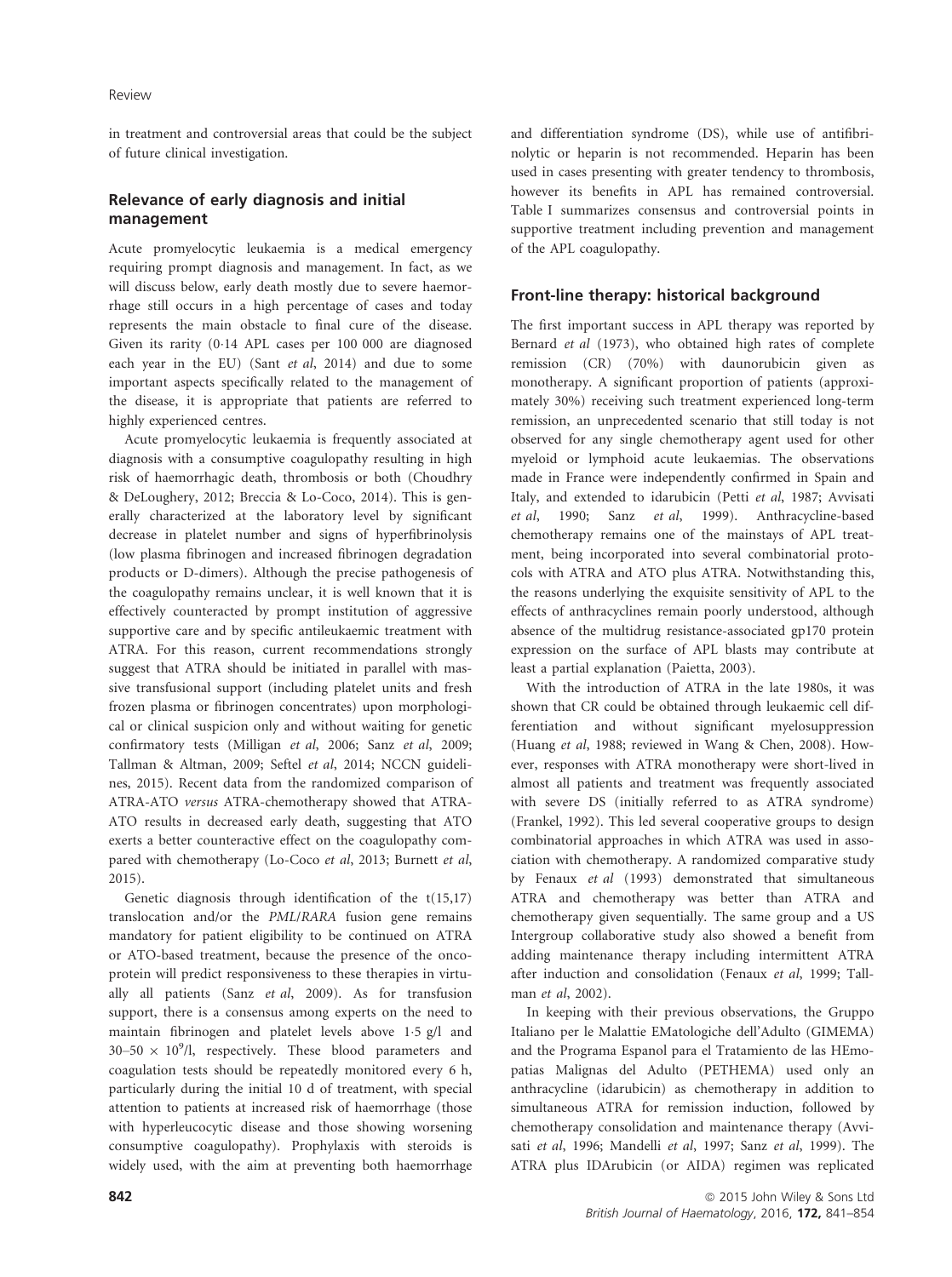in treatment and controversial areas that could be the subject of future clinical investigation.

## Relevance of early diagnosis and initial management

Acute promyelocytic leukaemia is a medical emergency requiring prompt diagnosis and management. In fact, as we will discuss below, early death mostly due to severe haemorrhage still occurs in a high percentage of cases and today represents the main obstacle to final cure of the disease. Given its rarity (0·14 APL cases per 100 000 are diagnosed each year in the EU) (Sant *et al*, 2014) and due to some important aspects specifically related to the management of the disease, it is appropriate that patients are referred to highly experienced centres.

Acute promyelocytic leukaemia is frequently associated at diagnosis with a consumptive coagulopathy resulting in high risk of haemorrhagic death, thrombosis or both (Choudhry & DeLoughery, 2012; Breccia & Lo-Coco, 2014). This is generally characterized at the laboratory level by significant decrease in platelet number and signs of hyperfibrinolysis (low plasma fibrinogen and increased fibrinogen degradation products or D-dimers). Although the precise pathogenesis of the coagulopathy remains unclear, it is well known that it is effectively counteracted by prompt institution of aggressive supportive care and by specific antileukaemic treatment with ATRA. For this reason, current recommendations strongly suggest that ATRA should be initiated in parallel with massive transfusional support (including platelet units and fresh frozen plasma or fibrinogen concentrates) upon morphological or clinical suspicion only and without waiting for genetic confirmatory tests (Milligan *et al*, 2006; Sanz *et al*, 2009; Tallman & Altman, 2009; Seftel *et al*, 2014; NCCN guidelines, 2015). Recent data from the randomized comparison of ATRA-ATO *versus* ATRA-chemotherapy showed that ATRA-ATO results in decreased early death, suggesting that ATO exerts a better counteractive effect on the coagulopathy compared with chemotherapy (Lo-Coco *et al*, 2013; Burnett *et al*, 2015).

Genetic diagnosis through identification of the t(15,17) translocation and/or the *PML/RARA* fusion gene remains mandatory for patient eligibility to be continued on ATRA or ATO-based treatment, because the presence of the oncoprotein will predict responsiveness to these therapies in virtually all patients (Sanz *et al*, 2009). As for transfusion support, there is a consensus among experts on the need to maintain fibrinogen and platelet levels above 1·5 g/l and $30–50 \times 10^9$/l, respectively. These blood parameters and coagulation tests should be repeatedly monitored every 6 h, particularly during the initial 10 d of treatment, with special attention to patients at increased risk of haemorrhage (those with hyperleucocytic disease and those showing worsening consumptive coagulopathy). Prophylaxis with steroids is widely used, with the aim at preventing both haemorrhage and differentiation syndrome (DS), while use of antifibrinolytic or heparin is not recommended. Heparin has been used in cases presenting with greater tendency to thrombosis, however its benefits in APL has remained controversial. Table I summarizes consensus and controversial points in supportive treatment including prevention and management of the APL coagulopathy.

## Front-line therapy: historical background

The first important success in APL therapy was reported by Bernard *et al* (1973), who obtained high rates of complete remission (CR) (70%) with daunorubicin given as monotherapy. A significant proportion of patients (approximately 30%) receiving such treatment experienced long-term remission, an unprecedented scenario that still today is not observed for any single chemotherapy agent used for other myeloid or lymphoid acute leukaemias. The observations made in France were independently confirmed in Spain and Italy, and extended to idarubicin (Petti *et al*, 1987; Avvisati *et al*, 1990; Sanz *et al*, 1999). Anthracycline-based chemotherapy remains one of the mainstays of APL treatment, being incorporated into several combinatorial protocols with ATRA and ATO plus ATRA. Notwithstanding this, the reasons underlying the exquisite sensitivity of APL to the effects of anthracyclines remain poorly understood, although absence of the multidrug resistance-associated gp170 protein expression on the surface of APL blasts may contribute at least a partial explanation (Paietta, 2003).

With the introduction of ATRA in the late 1980s, it was shown that CR could be obtained through leukaemic cell differentiation and without significant myelosuppression (Huang *et al*, 1988; reviewed in Wang & Chen, 2008). However, responses with ATRA monotherapy were short-lived in almost all patients and treatment was frequently associated with severe DS (initially referred to as ATRA syndrome) (Frankel, 1992). This led several cooperative groups to design combinatorial approaches in which ATRA was used in association with chemotherapy. A randomized comparative study by Fenaux *et al* (1993) demonstrated that simultaneous ATRA and chemotherapy was better than ATRA and chemotherapy given sequentially. The same group and a US Intergroup collaborative study also showed a benefit from adding maintenance therapy including intermittent ATRA after induction and consolidation (Fenaux *et al*, 1999; Tallman *et al*, 2002).

In keeping with their previous observations, the Gruppo Italiano per le Malattie EMatologiche dell'Adulto (GIMEMA) and the Programa Espanol para el Tratamiento de las HEmopatias Malignas del Adulto (PETHEMA) used only an anthracycline (idarubicin) as chemotherapy in addition to simultaneous ATRA for remission induction, followed by chemotherapy consolidation and maintenance therapy (Avvisati *et al*, 1996; Mandelli *et al*, 1997; Sanz *et al*, 1999). The ATRA plus IDArubicin (or AIDA) regimen was replicated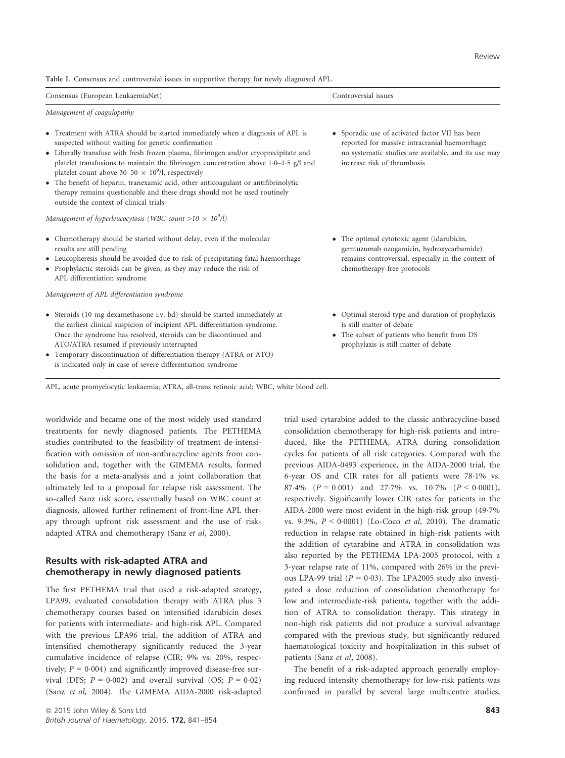Table I. Consensus and controversial issues in supportive therapy for newly diagnosed APL.

| Consensus (European LeukaemiaNet) | Controversial issues |
|---|---|
| *Management of coagulopathy* | |
| • Treatment with ATRA should be started immediately when a diagnosis of APL is suspected without waiting for genetic confirmation<br>• Liberally transfuse with fresh frozen plasma, fibrinogen and/or cryoprecipitate and platelet transfusions to maintain the fibrinogen concentration above 1·0–1·5 g/l and platelet count above 30–50 × $10^9$/l, respectively<br>• The benefit of heparin, tranexamic acid, other anticoagulant or antifibrinolytic therapy remains questionable and these drugs should not be used routinely outside the context of clinical trials | • Sporadic use of activated factor VII has been reported for massive intracranial haemorrhage; no systematic studies are available, and its use may increase risk of thrombosis |
| *Management of hyperleucocytosis (WBC count >10 × $10^9$/l)* | |
| • Chemotherapy should be started without delay, even if the molecular results are still pending<br>• Leucopheresis should be avoided due to risk of precipitating fatal haemorrhage<br>• Prophylactic steroids can be given, as they may reduce the risk of APL differentiation syndrome | • The optimal cytotoxic agent (idarubicin, gemtuzumab ozogamicin, hydroxycarbamide) remains controversial, especially in the context of chemotherapy-free protocols |
| *Management of APL differentiation syndrome* | |
| • Steroids (10 mg dexamethasone i.v. bd) should be started immediately at the earliest clinical suspicion of incipient APL differentiation syndrome. Once the syndrome has resolved, steroids can be discontinued and ATO/ATRA resumed if previously interrupted<br>• Temporary discontinuation of differentiation therapy (ATRA or ATO) is indicated only in case of severe differentiation syndrome | • Optimal steroid type and duration of prophylaxis is still matter of debate<br>• The subset of patients who benefit from DS prophylaxis is still matter of debate |

APL, acute promyelocytic leukaemia; ATRA, all-trans retinoic acid; WBC, white blood cell.

worldwide and became one of the most widely used standard treatments for newly diagnosed patients. The PETHEMA studies contributed to the feasibility of treatment de-intensification with omission of non-anthracycline agents from consolidation and, together with the GIMEMA results, formed the basis for a meta-analysis and a joint collaboration that ultimately led to a proposal for relapse risk assessment. The so-called Sanz risk score, essentially based on WBC count at diagnosis, allowed further refinement of front-line APL therapy through upfront risk assessment and the use of risk-adapted ATRA and chemotherapy (Sanz *et al*, 2000).

## Results with risk-adapted ATRA and chemotherapy in newly diagnosed patients

The first PETHEMA trial that used a risk-adapted strategy, LPA99, evaluated consolidation therapy with ATRA plus 3 chemotherapy courses based on intensified idarubicin doses for patients with intermediate- and high-risk APL. Compared with the previous LPA96 trial, the addition of ATRA and intensified chemotherapy significantly reduced the 3-year cumulative incidence of relapse (CIR; 9% vs. 20%, respectively; $P = 0{\cdot}004$) and significantly improved disease-free survival (DFS; $P = 0{\cdot}002$) and overall survival (OS; $P = 0{\cdot}02$) (Sanz *et al*, 2004). The GIMEMA AIDA-2000 risk-adapted trial used cytarabine added to the classic anthracycline-based consolidation chemotherapy for high-risk patients and introduced, like the PETHEMA, ATRA during consolidation cycles for patients of all risk categories. Compared with the previous AIDA-0493 experience, in the AIDA-2000 trial, the 6-year OS and CIR rates for all patients were 78·1% vs. 87·4% ($P = 0{\cdot}001$) and 27·7% vs. 10·7% ($P < 0{\cdot}0001$), respectively. Significantly lower CIR rates for patients in the AIDA-2000 were most evident in the high-risk group (49·7% vs. 9·3%, $P < 0{\cdot}0001$) (Lo-Coco *et al*, 2010). The dramatic reduction in relapse rate obtained in high-risk patients with the addition of cytarabine and ATRA in consolidation was also reported by the PETHEMA LPA-2005 protocol, with a 3-year relapse rate of 11%, compared with 26% in the previous LPA-99 trial ($P = 0{\cdot}03$). The LPA2005 study also investigated a dose reduction of consolidation chemotherapy for low and intermediate-risk patients, together with the addition of ATRA to consolidation therapy. This strategy in non-high risk patients did not produce a survival advantage compared with the previous study, but significantly reduced haematological toxicity and hospitalization in this subset of patients (Sanz *et al*, 2008).

The benefit of a risk-adapted approach generally employing reduced intensity chemotherapy for low-risk patients was confirmed in parallel by several large multicentre studies,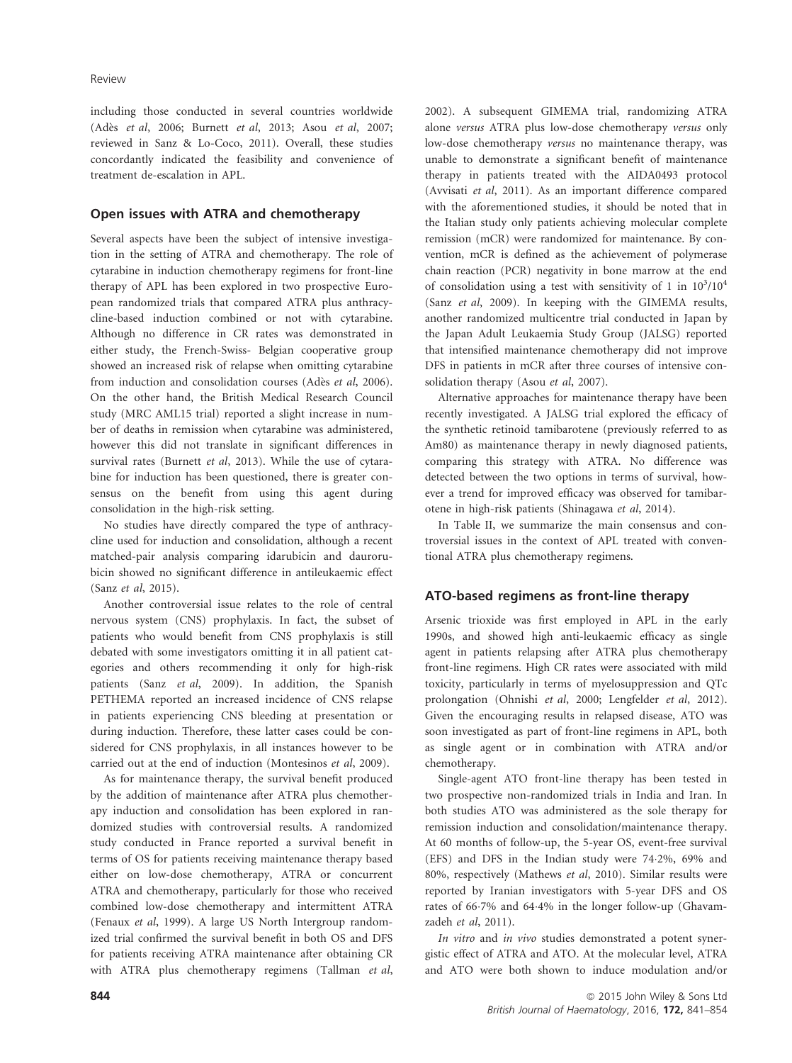including those conducted in several countries worldwide (Adès *et al*, 2006; Burnett *et al*, 2013; Asou *et al*, 2007; reviewed in Sanz & Lo-Coco, 2011). Overall, these studies concordantly indicated the feasibility and convenience of treatment de-escalation in APL.

## Open issues with ATRA and chemotherapy

Several aspects have been the subject of intensive investigation in the setting of ATRA and chemotherapy. The role of cytarabine in induction chemotherapy regimens for front-line therapy of APL has been explored in two prospective European randomized trials that compared ATRA plus anthracycline-based induction combined or not with cytarabine. Although no difference in CR rates was demonstrated in either study, the French-Swiss- Belgian cooperative group showed an increased risk of relapse when omitting cytarabine from induction and consolidation courses (Adès *et al*, 2006). On the other hand, the British Medical Research Council study (MRC AML15 trial) reported a slight increase in number of deaths in remission when cytarabine was administered, however this did not translate in significant differences in survival rates (Burnett *et al*, 2013). While the use of cytarabine for induction has been questioned, there is greater consensus on the benefit from using this agent during consolidation in the high-risk setting.

No studies have directly compared the type of anthracycline used for induction and consolidation, although a recent matched-pair analysis comparing idarubicin and daurorubicin showed no significant difference in antileukaemic effect (Sanz *et al*, 2015).

Another controversial issue relates to the role of central nervous system (CNS) prophylaxis. In fact, the subset of patients who would benefit from CNS prophylaxis is still debated with some investigators omitting it in all patient categories and others recommending it only for high-risk patients (Sanz *et al*, 2009). In addition, the Spanish PETHEMA reported an increased incidence of CNS relapse in patients experiencing CNS bleeding at presentation or during induction. Therefore, these latter cases could be considered for CNS prophylaxis, in all instances however to be carried out at the end of induction (Montesinos *et al*, 2009).

As for maintenance therapy, the survival benefit produced by the addition of maintenance after ATRA plus chemotherapy induction and consolidation has been explored in randomized studies with controversial results. A randomized study conducted in France reported a survival benefit in terms of OS for patients receiving maintenance therapy based either on low-dose chemotherapy, ATRA or concurrent ATRA and chemotherapy, particularly for those who received combined low-dose chemotherapy and intermittent ATRA (Fenaux *et al*, 1999). A large US North Intergroup randomized trial confirmed the survival benefit in both OS and DFS for patients receiving ATRA maintenance after obtaining CR with ATRA plus chemotherapy regimens (Tallman *et al*, 2002). A subsequent GIMEMA trial, randomizing ATRA alone *versus* ATRA plus low-dose chemotherapy *versus* only low-dose chemotherapy *versus* no maintenance therapy, was unable to demonstrate a significant benefit of maintenance therapy in patients treated with the AIDA0493 protocol (Avvisati *et al*, 2011). As an important difference compared with the aforementioned studies, it should be noted that in the Italian study only patients achieving molecular complete remission (mCR) were randomized for maintenance. By convention, mCR is defined as the achievement of polymerase chain reaction (PCR) negativity in bone marrow at the end of consolidation using a test with sensitivity of 1 in $10^3/10^4$ (Sanz *et al*, 2009). In keeping with the GIMEMA results, another randomized multicentre trial conducted in Japan by the Japan Adult Leukaemia Study Group (JALSG) reported that intensified maintenance chemotherapy did not improve DFS in patients in mCR after three courses of intensive consolidation therapy (Asou *et al*, 2007).

Alternative approaches for maintenance therapy have been recently investigated. A JALSG trial explored the efficacy of the synthetic retinoid tamibarotene (previously referred to as Am80) as maintenance therapy in newly diagnosed patients, comparing this strategy with ATRA. No difference was detected between the two options in terms of survival, however a trend for improved efficacy was observed for tamibarotene in high-risk patients (Shinagawa *et al*, 2014).

In Table II, we summarize the main consensus and controversial issues in the context of APL treated with conventional ATRA plus chemotherapy regimens.

## ATO-based regimens as front-line therapy

Arsenic trioxide was first employed in APL in the early 1990s, and showed high anti-leukaemic efficacy as single agent in patients relapsing after ATRA plus chemotherapy front-line regimens. High CR rates were associated with mild toxicity, particularly in terms of myelosuppression and QTc prolongation (Ohnishi *et al*, 2000; Lengfelder *et al*, 2012). Given the encouraging results in relapsed disease, ATO was soon investigated as part of front-line regimens in APL, both as single agent or in combination with ATRA and/or chemotherapy.

Single-agent ATO front-line therapy has been tested in two prospective non-randomized trials in India and Iran. In both studies ATO was administered as the sole therapy for remission induction and consolidation/maintenance therapy. At 60 months of follow-up, the 5-year OS, event-free survival (EFS) and DFS in the Indian study were 74·2%, 69% and 80%, respectively (Mathews *et al*, 2010). Similar results were reported by Iranian investigators with 5-year DFS and OS rates of 66·7% and 64·4% in the longer follow-up (Ghavamzadeh *et al*, 2011).

*In vitro* and *in vivo* studies demonstrated a potent synergistic effect of ATRA and ATO. At the molecular level, ATRA and ATO were both shown to induce modulation and/or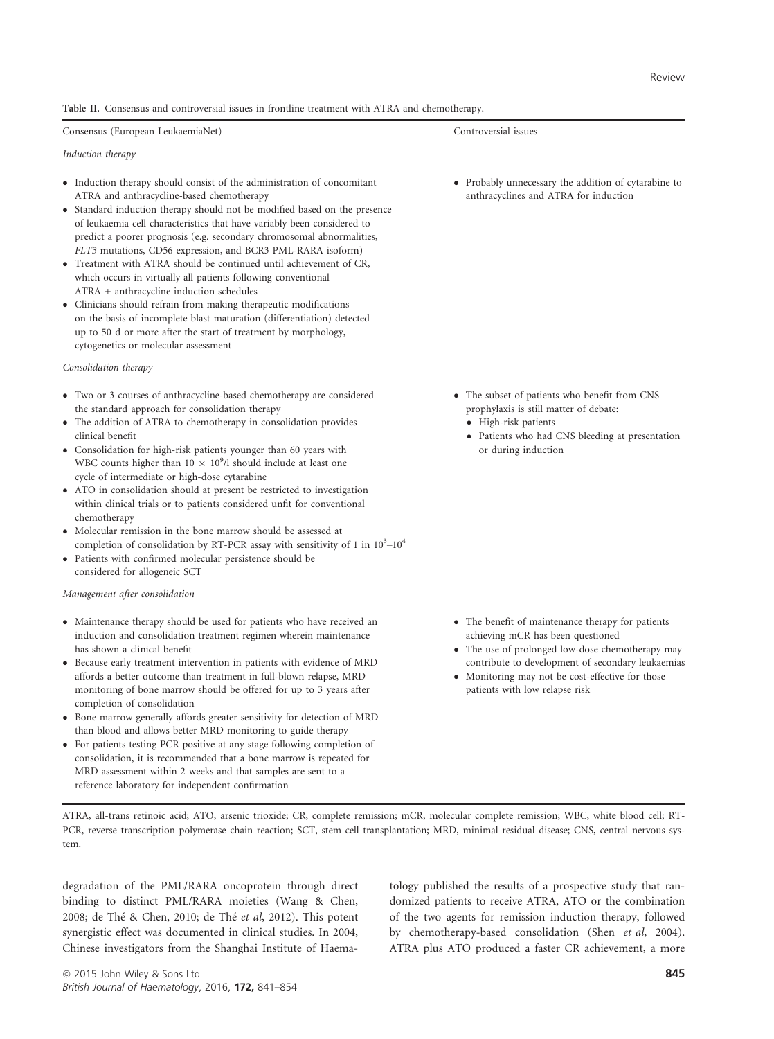Table II. Consensus and controversial issues in frontline treatment with ATRA and chemotherapy.

| Consensus (European LeukaemiaNet) | Controversial issues |
|---|---|
| *Induction therapy* | |
| • Induction therapy should consist of the administration of concomitant ATRA and anthracycline-based chemotherapy<br>• Standard induction therapy should not be modified based on the presence of leukaemia cell characteristics that have variably been considered to predict a poorer prognosis (e.g. secondary chromosomal abnormalities, *FLT3* mutations, CD56 expression, and BCR3 PML-RARA isoform)<br>• Treatment with ATRA should be continued until achievement of CR, which occurs in virtually all patients following conventional ATRA + anthracycline induction schedules<br>• Clinicians should refrain from making therapeutic modifications on the basis of incomplete blast maturation (differentiation) detected up to 50 d or more after the start of treatment by morphology, cytogenetics or molecular assessment | • Probably unnecessary the addition of cytarabine to anthracyclines and ATRA for induction |
| *Consolidation therapy* | |
| • Two or 3 courses of anthracycline-based chemotherapy are considered the standard approach for consolidation therapy<br>• The addition of ATRA to chemotherapy in consolidation provides clinical benefit<br>• Consolidation for high-risk patients younger than 60 years with WBC counts higher than $10 \times 10^9$/l should include at least one cycle of intermediate or high-dose cytarabine<br>• ATO in consolidation should at present be restricted to investigation within clinical trials or to patients considered unfit for conventional chemotherapy<br>• Molecular remission in the bone marrow should be assessed at completion of consolidation by RT-PCR assay with sensitivity of 1 in $10^3$–$10^4$<br>• Patients with confirmed molecular persistence should be considered for allogeneic SCT | • The subset of patients who benefit from CNS prophylaxis is still matter of debate:<br>  • High-risk patients<br>  • Patients who had CNS bleeding at presentation or during induction |
| *Management after consolidation* | |
| • Maintenance therapy should be used for patients who have received an induction and consolidation treatment regimen wherein maintenance has shown a clinical benefit<br>• Because early treatment intervention in patients with evidence of MRD affords a better outcome than treatment in full-blown relapse, MRD monitoring of bone marrow should be offered for up to 3 years after completion of consolidation<br>• Bone marrow generally affords greater sensitivity for detection of MRD than blood and allows better MRD monitoring to guide therapy<br>• For patients testing PCR positive at any stage following completion of consolidation, it is recommended that a bone marrow is repeated for MRD assessment within 2 weeks and that samples are sent to a reference laboratory for independent confirmation | • The benefit of maintenance therapy for patients achieving mCR has been questioned<br>• The use of prolonged low-dose chemotherapy may contribute to development of secondary leukaemias<br>• Monitoring may not be cost-effective for those patients with low relapse risk |

ATRA, all-trans retinoic acid; ATO, arsenic trioxide; CR, complete remission; mCR, molecular complete remission; WBC, white blood cell; RT-PCR, reverse transcription polymerase chain reaction; SCT, stem cell transplantation; MRD, minimal residual disease; CNS, central nervous system.

degradation of the PML/RARA oncoprotein through direct binding to distinct PML/RARA moieties (Wang & Chen, 2008; de Thé & Chen, 2010; de Thé *et al*, 2012). This potent synergistic effect was documented in clinical studies. In 2004, Chinese investigators from the Shanghai Institute of Haematology published the results of a prospective study that randomized patients to receive ATRA, ATO or the combination of the two agents for remission induction therapy, followed by chemotherapy-based consolidation (Shen *et al*, 2004). ATRA plus ATO produced a faster CR achievement, a more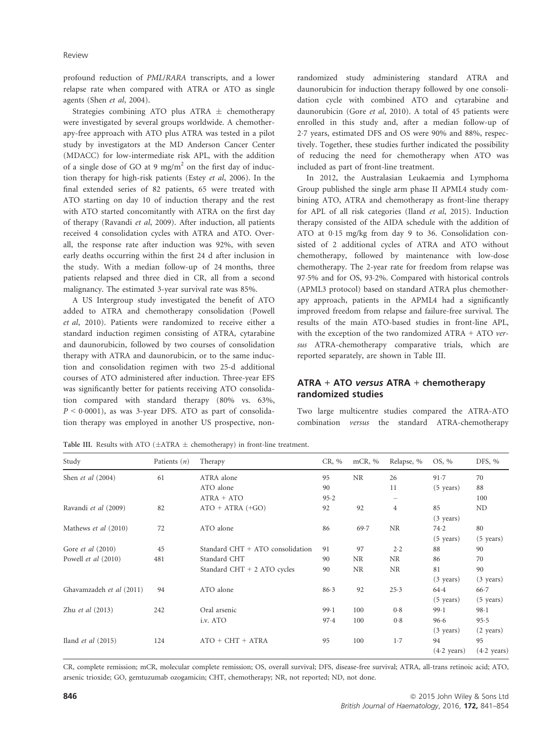profound reduction of *PML/RARA* transcripts, and a lower relapse rate when compared with ATRA or ATO as single agents (Shen *et al*, 2004).

Strategies combining ATO plus ATRA ± chemotherapy were investigated by several groups worldwide. A chemotherapy-free approach with ATO plus ATRA was tested in a pilot study by investigators at the MD Anderson Cancer Center (MDACC) for low-intermediate risk APL, with the addition of a single dose of GO at 9 mg/m$^2$ on the first day of induction therapy for high-risk patients (Estey *et al*, 2006). In the final extended series of 82 patients, 65 were treated with ATO starting on day 10 of induction therapy and the rest with ATO started concomitantly with ATRA on the first day of therapy (Ravandi *et al*, 2009). After induction, all patients received 4 consolidation cycles with ATRA and ATO. Overall, the response rate after induction was 92%, with seven early deaths occurring within the first 24 d after inclusion in the study. With a median follow-up of 24 months, three patients relapsed and three died in CR, all from a second malignancy. The estimated 3-year survival rate was 85%.

A US Intergroup study investigated the benefit of ATO added to ATRA and chemotherapy consolidation (Powell *et al*, 2010). Patients were randomized to receive either a standard induction regimen consisting of ATRA, cytarabine and daunorubicin, followed by two courses of consolidation therapy with ATRA and daunorubicin, or to the same induction and consolidation regimen with two 25-d additional courses of ATO administered after induction. Three-year EFS was significantly better for patients receiving ATO consolidation compared with standard therapy (80% vs. 63%, $P < 0{\cdot}0001$), as was 3-year DFS. ATO as part of consolidation therapy was employed in another US prospective, non-randomized study administering standard ATRA and daunorubicin for induction therapy followed by one consolidation cycle with combined ATO and cytarabine and daunorubicin (Gore *et al*, 2010). A total of 45 patients were enrolled in this study and, after a median follow-up of 2·7 years, estimated DFS and OS were 90% and 88%, respectively. Together, these studies further indicated the possibility of reducing the need for chemotherapy when ATO was included as part of front-line treatment.

In 2012, the Australasian Leukaemia and Lymphoma Group published the single arm phase II APML4 study combining ATO, ATRA and chemotherapy as front-line therapy for APL of all risk categories (Iland *et al*, 2015). Induction therapy consisted of the AIDA schedule with the addition of ATO at 0·15 mg/kg from day 9 to 36. Consolidation consisted of 2 additional cycles of ATRA and ATO without chemotherapy, followed by maintenance with low-dose chemotherapy. The 2-year rate for freedom from relapse was 97·5% and for OS, 93·2%. Compared with historical controls (APML3 protocol) based on standard ATRA plus chemotherapy approach, patients in the APML4 had a significantly improved freedom from relapse and failure-free survival. The results of the main ATO-based studies in front-line APL, with the exception of the two randomized ATRA + ATO *versus* ATRA-chemotherapy comparative trials, which are reported separately, are shown in Table III.

## ATRA + ATO *versus* ATRA + chemotherapy randomized studies

Two large multicentre studies compared the ATRA-ATO combination *versus* the standard ATRA-chemotherapy

**Table III.** Results with ATO (±ATRA ± chemotherapy) in front-line treatment.

| Study | Patients (*n*) | Therapy | CR, % | mCR, % | Relapse, % | OS, % | DFS, % |
|---|---|---|---|---|---|---|---|
| Shen *et al* (2004) | 61 | ATRA alone | 95 | NR | 26 | 91·7 | 70 |
| | | ATO alone | 90 | | 11 | (5 years) | 88 |
| | | ATRA + ATO | 95·2 | | – | | 100 |
| Ravandi *et al* (2009) | 82 | ATO + ATRA (+GO) | 92 | 92 | 4 | 85 | ND |
| | | | | | | (3 years) | |
| Mathews *et al* (2010) | 72 | ATO alone | 86 | 69·7 | NR | 74·2 | 80 |
| | | | | | | (5 years) | (5 years) |
| Gore *et al* (2010) | 45 | Standard CHT + ATO consolidation | 91 | 97 | 2·2 | 88 | 90 |
| Powell *et al* (2010) | 481 | Standard CHT | 90 | NR | NR | 86 | 70 |
| | | Standard CHT + 2 ATO cycles | 90 | NR | NR | 81 | 90 |
| | | | | | | (3 years) | (3 years) |
| Ghavamzadeh *et al* (2011) | 94 | ATO alone | 86·3 | 92 | 25·3 | 64·4 | 66·7 |
| | | | | | | (5 years) | (5 years) |
| Zhu *et al* (2013) | 242 | Oral arsenic | 99·1 | 100 | 0·8 | 99·1 | 98·1 |
| | | i.v. ATO | 97·4 | 100 | 0·8 | 96·6 | 95·5 |
| | | | | | | (3 years) | (2 years) |
| Iland *et al* (2015) | 124 | ATO + CHT + ATRA | 95 | 100 | 1·7 | 94 | 95 |
| | | | | | | (4·2 years) | (4·2 years) |

CR, complete remission; mCR, molecular complete remission; OS, overall survival; DFS, disease-free survival; ATRA, all-trans retinoic acid; ATO, arsenic trioxide; GO, gemtuzumab ozogamicin; CHT, chemotherapy; NR, not reported; ND, not done.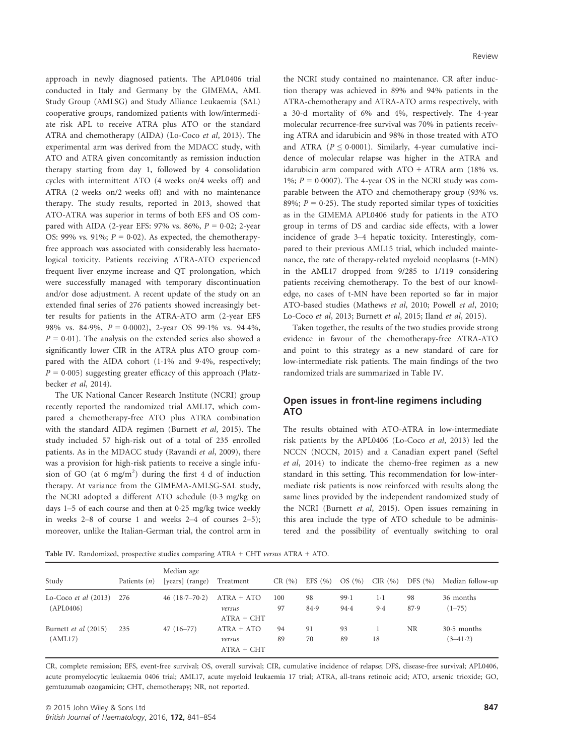approach in newly diagnosed patients. The APL0406 trial conducted in Italy and Germany by the GIMEMA, AML Study Group (AMLSG) and Study Alliance Leukaemia (SAL) cooperative groups, randomized patients with low/intermediate risk APL to receive ATRA plus ATO or the standard ATRA and chemotherapy (AIDA) (Lo-Coco *et al*, 2013). The experimental arm was derived from the MDACC study, with ATO and ATRA given concomitantly as remission induction therapy starting from day 1, followed by 4 consolidation cycles with intermittent ATO (4 weeks on/4 weeks off) and ATRA (2 weeks on/2 weeks off) and with no maintenance therapy. The study results, reported in 2013, showed that ATO-ATRA was superior in terms of both EFS and OS compared with AIDA (2-year EFS: 97% vs. 86%, $P = 0{\cdot}02$; 2-year OS: 99% vs. 91%; $P = 0{\cdot}02$). As expected, the chemotherapy-free approach was associated with considerably less haematological toxicity. Patients receiving ATRA-ATO experienced frequent liver enzyme increase and QT prolongation, which were successfully managed with temporary discontinuation and/or dose adjustment. A recent update of the study on an extended final series of 276 patients showed increasingly better results for patients in the ATRA-ATO arm (2-year EFS 98% vs. 84·9%, $P = 0{\cdot}0002$), 2-year OS 99·1% vs. 94·4%, $P = 0{\cdot}01$). The analysis on the extended series also showed a significantly lower CIR in the ATRA plus ATO group compared with the AIDA cohort (1·1% and 9·4%, respectively; $P = 0{\cdot}005$) suggesting greater efficacy of this approach (Platzbecker *et al*, 2014).

The UK National Cancer Research Institute (NCRI) group recently reported the randomized trial AML17, which compared a chemotherapy-free ATO plus ATRA combination with the standard AIDA regimen (Burnett *et al*, 2015). The study included 57 high-risk out of a total of 235 enrolled patients. As in the MDACC study (Ravandi *et al*, 2009), there was a provision for high-risk patients to receive a single infusion of GO (at 6 mg/m$^2$) during the first 4 d of induction therapy. At variance from the GIMEMA-AMLSG-SAL study, the NCRI adopted a different ATO schedule (0·3 mg/kg on days 1–5 of each course and then at 0·25 mg/kg twice weekly in weeks 2–8 of course 1 and weeks 2–4 of courses 2–5); moreover, unlike the Italian-German trial, the control arm in the NCRI study contained no maintenance. CR after induction therapy was achieved in 89% and 94% patients in the ATRA-chemotherapy and ATRA-ATO arms respectively, with a 30-d mortality of 6% and 4%, respectively. The 4-year molecular recurrence-free survival was 70% in patients receiving ATRA and idarubicin and 98% in those treated with ATO and ATRA ($P \leq 0{\cdot}0001$). Similarly, 4-year cumulative incidence of molecular relapse was higher in the ATRA and idarubicin arm compared with ATO + ATRA arm (18% vs. 1%; $P = 0{\cdot}0007$). The 4-year OS in the NCRI study was comparable between the ATO and chemotherapy group (93% vs. 89%; $P = 0{\cdot}25$). The study reported similar types of toxicities as in the GIMEMA APL0406 study for patients in the ATO group in terms of DS and cardiac side effects, with a lower incidence of grade 3–4 hepatic toxicity. Interestingly, compared to their previous AML15 trial, which included maintenance, the rate of therapy-related myeloid neoplasms (t-MN) in the AML17 dropped from 9/285 to 1/119 considering patients receiving chemotherapy. To the best of our knowledge, no cases of t-MN have been reported so far in major ATO-based studies (Mathews *et al*, 2010; Powell *et al*, 2010; Lo-Coco *et al*, 2013; Burnett *et al*, 2015; Iland *et al*, 2015).

Taken together, the results of the two studies provide strong evidence in favour of the chemotherapy-free ATRA-ATO and point to this strategy as a new standard of care for low-intermediate risk patients. The main findings of the two randomized trials are summarized in Table IV.

## Open issues in front-line regimens including ATO

The results obtained with ATO-ATRA in low-intermediate risk patients by the APL0406 (Lo-Coco *et al*, 2013) led the NCCN (NCCN, 2015) and a Canadian expert panel (Seftel *et al*, 2014) to indicate the chemo-free regimen as a new standard in this setting. This recommendation for low-intermediate risk patients is now reinforced with results along the same lines provided by the independent randomized study of the NCRI (Burnett *et al*, 2015). Open issues remaining in this area include the type of ATO schedule to be administered and the possibility of eventually switching to oral

**Table IV.** Randomized, prospective studies comparing ATRA + CHT *versus* ATRA + ATO.

| Study | Patients (*n*) | Median age [years] (range) | Treatment | CR (%) | EFS (%) | OS (%) | CIR (%) | DFS (%) | Median follow-up |
|---|---|---|---|---|---|---|---|---|---|
| Lo-Coco *et al* (2013) (APL0406) | 276 | 46 (18·7–70·2) | ATRA + ATO *versus* ATRA + CHT | 100<br>97 | 98<br>84·9 | 99·1<br>94·4 | 1·1<br>9·4 | 98<br>87·9 | 36 months (1–75) |
| Burnett *et al* (2015) (AML17) | 235 | 47 (16–77) | ATRA + ATO *versus* ATRA + CHT | 94<br>89 | 91<br>70 | 93<br>89 | 1<br>18 | NR | 30·5 months (3–41·2) |

CR, complete remission; EFS, event-free survival; OS, overall survival; CIR, cumulative incidence of relapse; DFS, disease-free survival; APL0406, acute promyelocytic leukaemia 0406 trial; AML17, acute myeloid leukaemia 17 trial; ATRA, all-trans retinoic acid; ATO, arsenic trioxide; GO, gemtuzumab ozogamicin; CHT, chemotherapy; NR, not reported.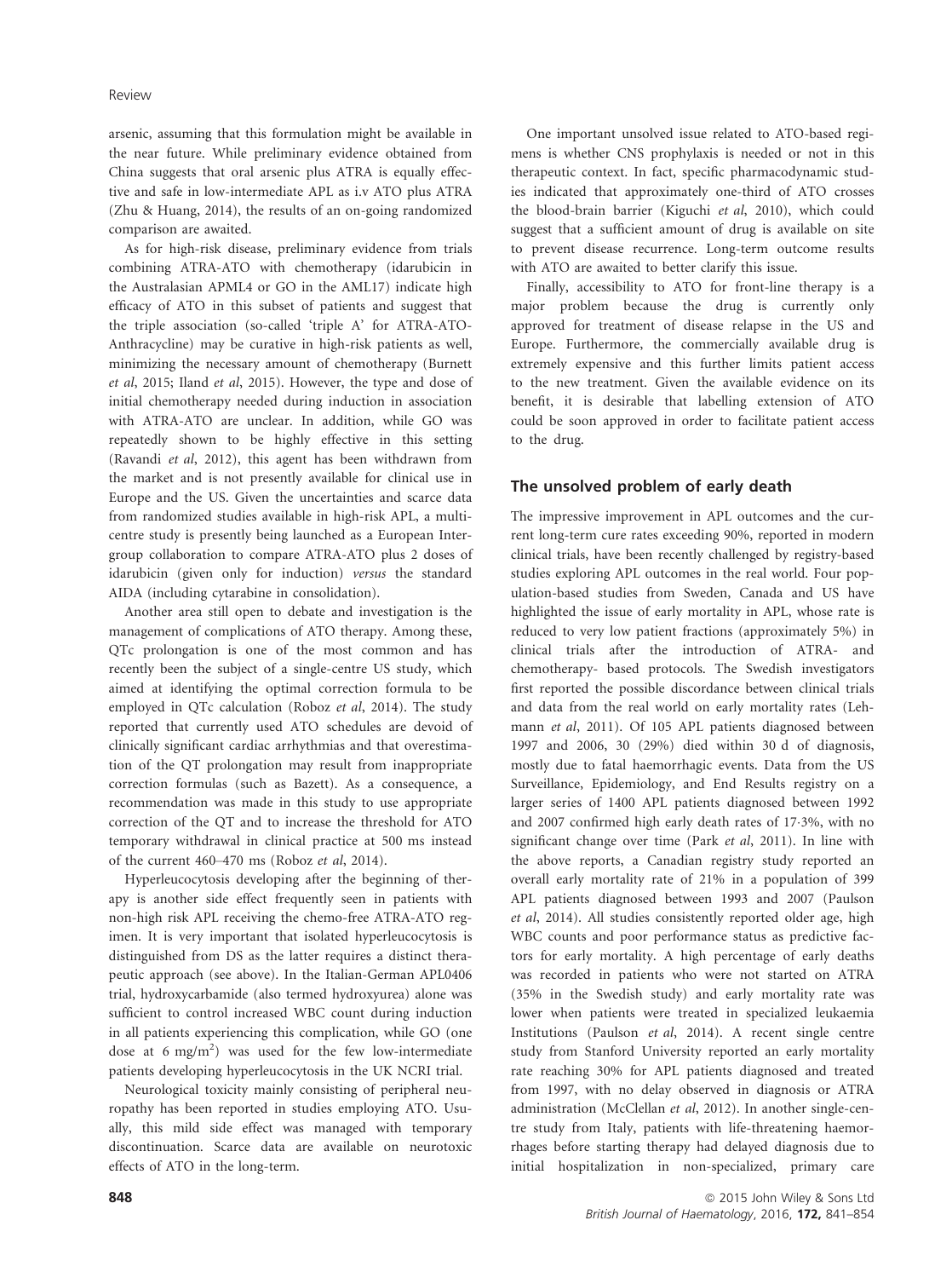arsenic, assuming that this formulation might be available in the near future. While preliminary evidence obtained from China suggests that oral arsenic plus ATRA is equally effective and safe in low-intermediate APL as i.v ATO plus ATRA (Zhu & Huang, 2014), the results of an on-going randomized comparison are awaited.

As for high-risk disease, preliminary evidence from trials combining ATRA-ATO with chemotherapy (idarubicin in the Australasian APML4 or GO in the AML17) indicate high efficacy of ATO in this subset of patients and suggest that the triple association (so-called 'triple A' for ATRA-ATO-Anthracycline) may be curative in high-risk patients as well, minimizing the necessary amount of chemotherapy (Burnett *et al*, 2015; Iland *et al*, 2015). However, the type and dose of initial chemotherapy needed during induction in association with ATRA-ATO are unclear. In addition, while GO was repeatedly shown to be highly effective in this setting (Ravandi *et al*, 2012), this agent has been withdrawn from the market and is not presently available for clinical use in Europe and the US. Given the uncertainties and scarce data from randomized studies available in high-risk APL, a multicentre study is presently being launched as a European Intergroup collaboration to compare ATRA-ATO plus 2 doses of idarubicin (given only for induction) *versus* the standard AIDA (including cytarabine in consolidation).

Another area still open to debate and investigation is the management of complications of ATO therapy. Among these, QTc prolongation is one of the most common and has recently been the subject of a single-centre US study, which aimed at identifying the optimal correction formula to be employed in QTc calculation (Roboz *et al*, 2014). The study reported that currently used ATO schedules are devoid of clinically significant cardiac arrhythmias and that overestimation of the QT prolongation may result from inappropriate correction formulas (such as Bazett). As a consequence, a recommendation was made in this study to use appropriate correction of the QT and to increase the threshold for ATO temporary withdrawal in clinical practice at 500 ms instead of the current 460–470 ms (Roboz *et al*, 2014).

Hyperleucocytosis developing after the beginning of therapy is another side effect frequently seen in patients with non-high risk APL receiving the chemo-free ATRA-ATO regimen. It is very important that isolated hyperleucocytosis is distinguished from DS as the latter requires a distinct therapeutic approach (see above). In the Italian-German APL0406 trial, hydroxycarbamide (also termed hydroxyurea) alone was sufficient to control increased WBC count during induction in all patients experiencing this complication, while GO (one dose at 6 mg/m$^2$) was used for the few low-intermediate patients developing hyperleucocytosis in the UK NCRI trial.

Neurological toxicity mainly consisting of peripheral neuropathy has been reported in studies employing ATO. Usually, this mild side effect was managed with temporary discontinuation. Scarce data are available on neurotoxic effects of ATO in the long-term.

One important unsolved issue related to ATO-based regimens is whether CNS prophylaxis is needed or not in this therapeutic context. In fact, specific pharmacodynamic studies indicated that approximately one-third of ATO crosses the blood-brain barrier (Kiguchi *et al*, 2010), which could suggest that a sufficient amount of drug is available on site to prevent disease recurrence. Long-term outcome results with ATO are awaited to better clarify this issue.

Finally, accessibility to ATO for front-line therapy is a major problem because the drug is currently only approved for treatment of disease relapse in the US and Europe. Furthermore, the commercially available drug is extremely expensive and this further limits patient access to the new treatment. Given the available evidence on its benefit, it is desirable that labelling extension of ATO could be soon approved in order to facilitate patient access to the drug.

## The unsolved problem of early death

The impressive improvement in APL outcomes and the current long-term cure rates exceeding 90%, reported in modern clinical trials, have been recently challenged by registry-based studies exploring APL outcomes in the real world. Four population-based studies from Sweden, Canada and US have highlighted the issue of early mortality in APL, whose rate is reduced to very low patient fractions (approximately 5%) in clinical trials after the introduction of ATRA- and chemotherapy- based protocols. The Swedish investigators first reported the possible discordance between clinical trials and data from the real world on early mortality rates (Lehmann *et al*, 2011). Of 105 APL patients diagnosed between 1997 and 2006, 30 (29%) died within 30 d of diagnosis, mostly due to fatal haemorrhagic events. Data from the US Surveillance, Epidemiology, and End Results registry on a larger series of 1400 APL patients diagnosed between 1992 and 2007 confirmed high early death rates of 17·3%, with no significant change over time (Park *et al*, 2011). In line with the above reports, a Canadian registry study reported an overall early mortality rate of 21% in a population of 399 APL patients diagnosed between 1993 and 2007 (Paulson *et al*, 2014). All studies consistently reported older age, high WBC counts and poor performance status as predictive factors for early mortality. A high percentage of early deaths was recorded in patients who were not started on ATRA (35% in the Swedish study) and early mortality rate was lower when patients were treated in specialized leukaemia Institutions (Paulson *et al*, 2014). A recent single centre study from Stanford University reported an early mortality rate reaching 30% for APL patients diagnosed and treated from 1997, with no delay observed in diagnosis or ATRA administration (McClellan *et al*, 2012). In another single-centre study from Italy, patients with life-threatening haemorrhages before starting therapy had delayed diagnosis due to initial hospitalization in non-specialized, primary care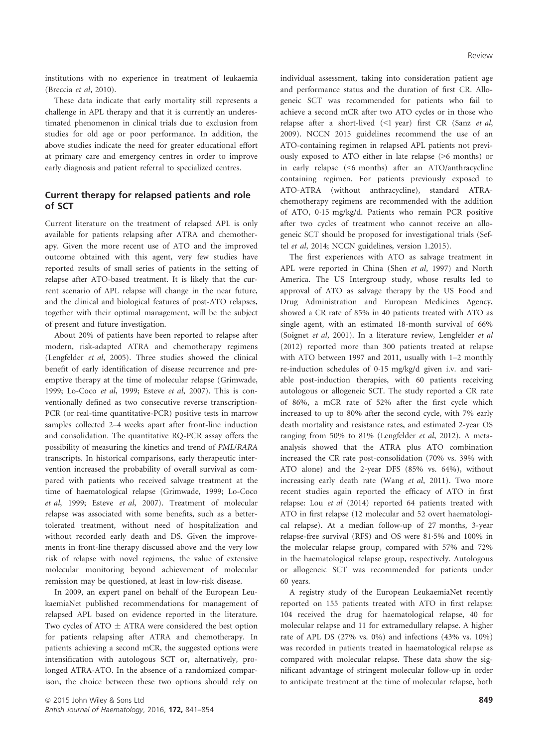institutions with no experience in treatment of leukaemia (Breccia *et al*, 2010).

These data indicate that early mortality still represents a challenge in APL therapy and that it is currently an underestimated phenomenon in clinical trials due to exclusion from studies for old age or poor performance. In addition, the above studies indicate the need for greater educational effort at primary care and emergency centres in order to improve early diagnosis and patient referral to specialized centres.

## Current therapy for relapsed patients and role of SCT

Current literature on the treatment of relapsed APL is only available for patients relapsing after ATRA and chemotherapy. Given the more recent use of ATO and the improved outcome obtained with this agent, very few studies have reported results of small series of patients in the setting of relapse after ATO-based treatment. It is likely that the current scenario of APL relapse will change in the near future, and the clinical and biological features of post-ATO relapses, together with their optimal management, will be the subject of present and future investigation.

About 20% of patients have been reported to relapse after modern, risk-adapted ATRA and chemotherapy regimens (Lengfelder *et al*, 2005). Three studies showed the clinical benefit of early identification of disease recurrence and pre-emptive therapy at the time of molecular relapse (Grimwade, 1999; Lo-Coco *et al*, 1999; Esteve *et al*, 2007). This is conventionally defined as two consecutive reverse transcription-PCR (or real-time quantitative-PCR) positive tests in marrow samples collected 2–4 weeks apart after front-line induction and consolidation. The quantitative RQ-PCR assay offers the possibility of measuring the kinetics and trend of *PML/RARA* transcripts. In historical comparisons, early therapeutic intervention increased the probability of overall survival as compared with patients who received salvage treatment at the time of haematological relapse (Grimwade, 1999; Lo-Coco *et al*, 1999; Esteve *et al*, 2007). Treatment of molecular relapse was associated with some benefits, such as a better-tolerated treatment, without need of hospitalization and without recorded early death and DS. Given the improvements in front-line therapy discussed above and the very low risk of relapse with novel regimens, the value of extensive molecular monitoring beyond achievement of molecular remission may be questioned, at least in low-risk disease.

In 2009, an expert panel on behalf of the European LeukaemiaNet published recommendations for management of relapsed APL based on evidence reported in the literature. Two cycles of ATO ± ATRA were considered the best option for patients relapsing after ATRA and chemotherapy. In patients achieving a second mCR, the suggested options were intensification with autologous SCT or, alternatively, prolonged ATRA-ATO. In the absence of a randomized comparison, the choice between these two options should rely on individual assessment, taking into consideration patient age and performance status and the duration of first CR. Allogeneic SCT was recommended for patients who fail to achieve a second mCR after two ATO cycles or in those who relapse after a short-lived (<1 year) first CR (Sanz *et al*, 2009). NCCN 2015 guidelines recommend the use of an ATO-containing regimen in relapsed APL patients not previously exposed to ATO either in late relapse (>6 months) or in early relapse (<6 months) after an ATO/anthracycline containing regimen. For patients previously exposed to ATO-ATRA (without anthracycline), standard ATRA-chemotherapy regimens are recommended with the addition of ATO, 0·15 mg/kg/d. Patients who remain PCR positive after two cycles of treatment who cannot receive an allogeneic SCT should be proposed for investigational trials (Seftel *et al*, 2014; NCCN guidelines, version 1.2015).

The first experiences with ATO as salvage treatment in APL were reported in China (Shen *et al*, 1997) and North America. The US Intergroup study, whose results led to approval of ATO as salvage therapy by the US Food and Drug Administration and European Medicines Agency, showed a CR rate of 85% in 40 patients treated with ATO as single agent, with an estimated 18-month survival of 66% (Soignet *et al*, 2001). In a literature review, Lengfelder *et al* (2012) reported more than 300 patients treated at relapse with ATO between 1997 and 2011, usually with 1–2 monthly re-induction schedules of 0·15 mg/kg/d given i.v. and variable post-induction therapies, with 60 patients receiving autologous or allogeneic SCT. The study reported a CR rate of 86%, a mCR rate of 52% after the first cycle which increased to up to 80% after the second cycle, with 7% early death mortality and resistance rates, and estimated 2-year OS ranging from 50% to 81% (Lengfelder *et al*, 2012). A meta-analysis showed that the ATRA plus ATO combination increased the CR rate post-consolidation (70% vs. 39% with ATO alone) and the 2-year DFS (85% vs. 64%), without increasing early death rate (Wang *et al*, 2011). Two more recent studies again reported the efficacy of ATO in first relapse: Lou *et al* (2014) reported 64 patients treated with ATO in first relapse (12 molecular and 52 overt haematological relapse). At a median follow-up of 27 months, 3-year relapse-free survival (RFS) and OS were 81·5% and 100% in the molecular relapse group, compared with 57% and 72% in the haematological relapse group, respectively. Autologous or allogeneic SCT was recommended for patients under 60 years.

A registry study of the European LeukaemiaNet recently reported on 155 patients treated with ATO in first relapse: 104 received the drug for haematological relapse, 40 for molecular relapse and 11 for extramedullary relapse. A higher rate of APL DS (27% vs. 0%) and infections (43% vs. 10%) was recorded in patients treated in haematological relapse as compared with molecular relapse. These data show the significant advantage of stringent molecular follow-up in order to anticipate treatment at the time of molecular relapse, both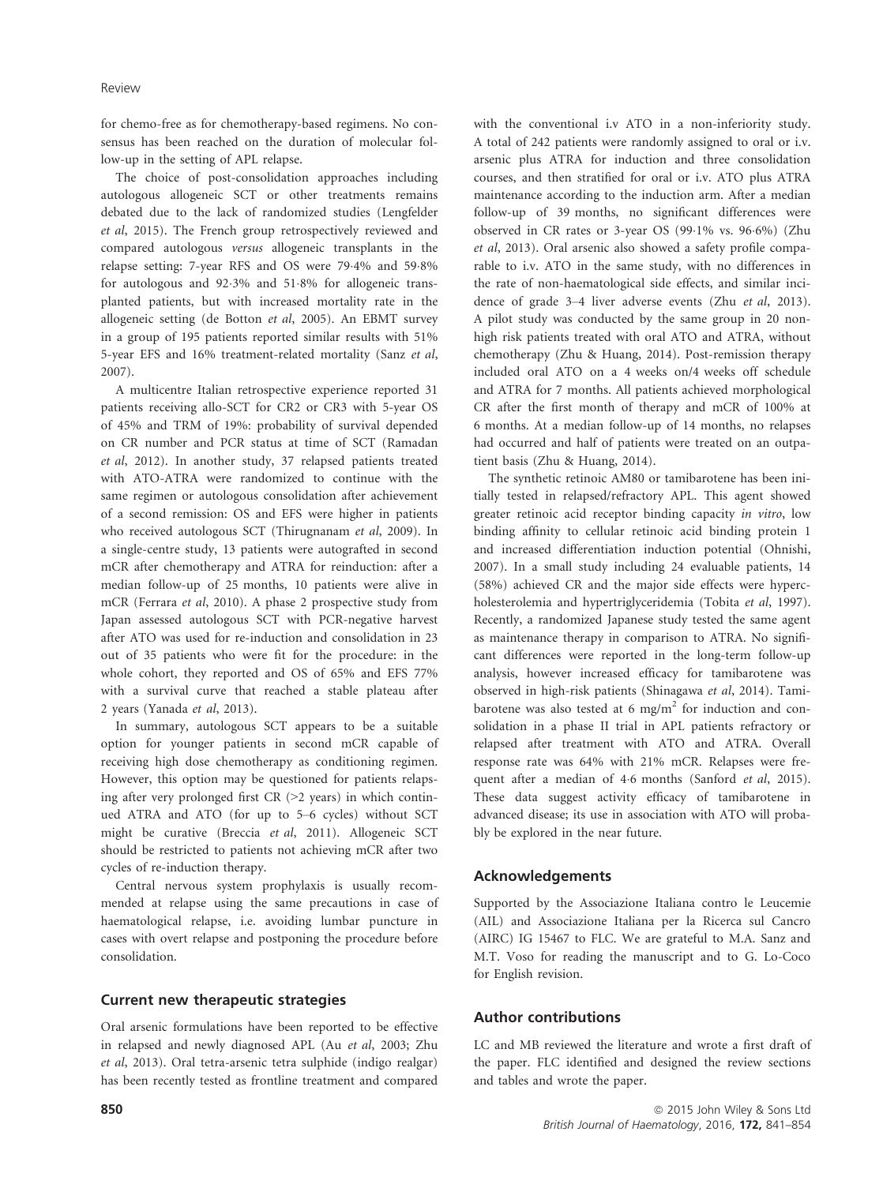for chemo-free as for chemotherapy-based regimens. No consensus has been reached on the duration of molecular follow-up in the setting of APL relapse.

The choice of post-consolidation approaches including autologous allogeneic SCT or other treatments remains debated due to the lack of randomized studies (Lengfelder *et al*, 2015). The French group retrospectively reviewed and compared autologous *versus* allogeneic transplants in the relapse setting: 7-year RFS and OS were 79·4% and 59·8% for autologous and 92·3% and 51·8% for allogeneic transplanted patients, but with increased mortality rate in the allogeneic setting (de Botton *et al*, 2005). An EBMT survey in a group of 195 patients reported similar results with 51% 5-year EFS and 16% treatment-related mortality (Sanz *et al*, 2007).

A multicentre Italian retrospective experience reported 31 patients receiving allo-SCT for CR2 or CR3 with 5-year OS of 45% and TRM of 19%: probability of survival depended on CR number and PCR status at time of SCT (Ramadan *et al*, 2012). In another study, 37 relapsed patients treated with ATO-ATRA were randomized to continue with the same regimen or autologous consolidation after achievement of a second remission: OS and EFS were higher in patients who received autologous SCT (Thirugnanam *et al*, 2009). In a single-centre study, 13 patients were autografted in second mCR after chemotherapy and ATRA for reinduction: after a median follow-up of 25 months, 10 patients were alive in mCR (Ferrara *et al*, 2010). A phase 2 prospective study from Japan assessed autologous SCT with PCR-negative harvest after ATO was used for re-induction and consolidation in 23 out of 35 patients who were fit for the procedure: in the whole cohort, they reported and OS of 65% and EFS 77% with a survival curve that reached a stable plateau after 2 years (Yanada *et al*, 2013).

In summary, autologous SCT appears to be a suitable option for younger patients in second mCR capable of receiving high dose chemotherapy as conditioning regimen. However, this option may be questioned for patients relapsing after very prolonged first CR (>2 years) in which continued ATRA and ATO (for up to 5–6 cycles) without SCT might be curative (Breccia *et al*, 2011). Allogeneic SCT should be restricted to patients not achieving mCR after two cycles of re-induction therapy.

Central nervous system prophylaxis is usually recommended at relapse using the same precautions in case of haematological relapse, i.e. avoiding lumbar puncture in cases with overt relapse and postponing the procedure before consolidation.

## Current new therapeutic strategies

Oral arsenic formulations have been reported to be effective in relapsed and newly diagnosed APL (Au *et al*, 2003; Zhu *et al*, 2013). Oral tetra-arsenic tetra sulphide (indigo realgar) has been recently tested as frontline treatment and compared with the conventional i.v ATO in a non-inferiority study. A total of 242 patients were randomly assigned to oral or i.v. arsenic plus ATRA for induction and three consolidation courses, and then stratified for oral or i.v. ATO plus ATRA maintenance according to the induction arm. After a median follow-up of 39 months, no significant differences were observed in CR rates or 3-year OS (99·1% vs. 96·6%) (Zhu *et al*, 2013). Oral arsenic also showed a safety profile comparable to i.v. ATO in the same study, with no differences in the rate of non-haematological side effects, and similar incidence of grade 3–4 liver adverse events (Zhu *et al*, 2013). A pilot study was conducted by the same group in 20 non-high risk patients treated with oral ATO and ATRA, without chemotherapy (Zhu & Huang, 2014). Post-remission therapy included oral ATO on a 4 weeks on/4 weeks off schedule and ATRA for 7 months. All patients achieved morphological CR after the first month of therapy and mCR of 100% at 6 months. At a median follow-up of 14 months, no relapses had occurred and half of patients were treated on an outpatient basis (Zhu & Huang, 2014).

The synthetic retinoic AM80 or tamibarotene has been initially tested in relapsed/refractory APL. This agent showed greater retinoic acid receptor binding capacity *in vitro*, low binding affinity to cellular retinoic acid binding protein 1 and increased differentiation induction potential (Ohnishi, 2007). In a small study including 24 evaluable patients, 14 (58%) achieved CR and the major side effects were hypercholesterolemia and hypertriglyceridemia (Tobita *et al*, 1997). Recently, a randomized Japanese study tested the same agent as maintenance therapy in comparison to ATRA. No significant differences were reported in the long-term follow-up analysis, however increased efficacy for tamibarotene was observed in high-risk patients (Shinagawa *et al*, 2014). Tamibarotene was also tested at 6 mg/m$^2$ for induction and consolidation in a phase II trial in APL patients refractory or relapsed after treatment with ATO and ATRA. Overall response rate was 64% with 21% mCR. Relapses were frequent after a median of 4·6 months (Sanford *et al*, 2015). These data suggest activity efficacy of tamibarotene in advanced disease; its use in association with ATO will probably be explored in the near future.

## Acknowledgements

Supported by the Associazione Italiana contro le Leucemie (AIL) and Associazione Italiana per la Ricerca sul Cancro (AIRC) IG 15467 to FLC. We are grateful to M.A. Sanz and M.T. Voso for reading the manuscript and to G. Lo-Coco for English revision.

## Author contributions

LC and MB reviewed the literature and wrote a first draft of the paper. FLC identified and designed the review sections and tables and wrote the paper.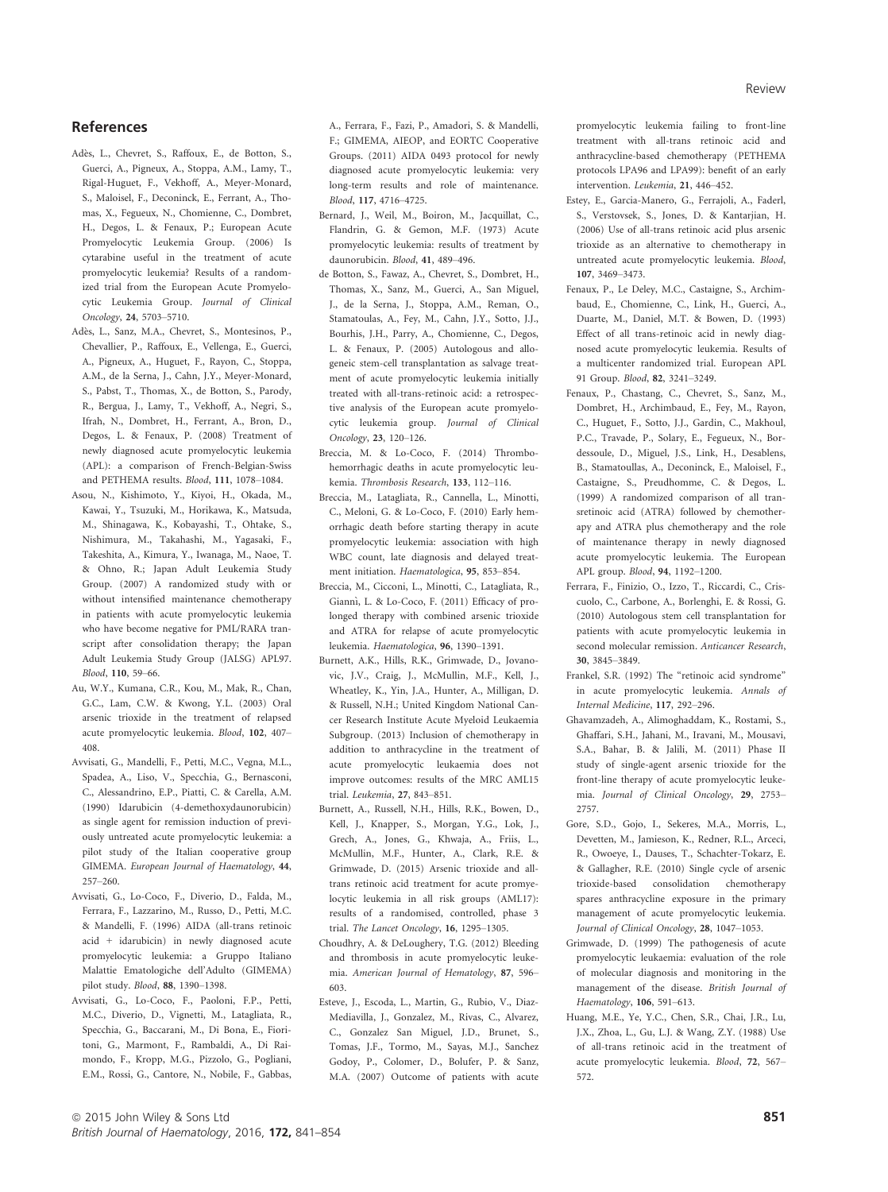## References

Adès, L., Chevret, S., Raffoux, E., de Botton, S., Guerci, A., Pigneux, A., Stoppa, A.M., Lamy, T., Rigal-Huguet, F., Vekhoff, A., Meyer-Monard, S., Maloisel, F., Deconinck, E., Ferrant, A., Thomas, X., Fegueux, N., Chomienne, C., Dombret, H., Degos, L. & Fenaux, P.; European Acute Promyelocytic Leukemia Group. (2006) Is cytarabine useful in the treatment of acute promyelocytic leukemia? Results of a randomized trial from the European Acute Promyelocytic Leukemia Group. *Journal of Clinical Oncology*, **24**, 5703–5710.

Adès, L., Sanz, M.A., Chevret, S., Montesinos, P., Chevallier, P., Raffoux, E., Vellenga, E., Guerci, A., Pigneux, A., Huguet, F., Rayon, C., Stoppa, A.M., de la Serna, J., Cahn, J.Y., Meyer-Monard, S., Pabst, T., Thomas, X., de Botton, S., Parody, R., Bergua, J., Lamy, T., Vekhoff, A., Negri, S., Ifrah, N., Dombret, H., Ferrant, A., Bron, D., Degos, L. & Fenaux, P. (2008) Treatment of newly diagnosed acute promyelocytic leukemia (APL): a comparison of French-Belgian-Swiss and PETHEMA results. *Blood*, **111**, 1078–1084.

Asou, N., Kishimoto, Y., Kiyoi, H., Okada, M., Kawai, Y., Tsuzuki, M., Horikawa, K., Matsuda, M., Shinagawa, K., Kobayashi, T., Ohtake, S., Nishimura, M., Takahashi, M., Yagasaki, F., Takeshita, A., Kimura, Y., Iwanaga, M., Naoe, T. & Ohno, R.; Japan Adult Leukemia Study Group. (2007) A randomized study with or without intensified maintenance chemotherapy in patients with acute promyelocytic leukemia who have become negative for PML/RARA transcript after consolidation therapy; the Japan Adult Leukemia Study Group (JALSG) APL97. *Blood*, **110**, 59–66.

Au, W.Y., Kumana, C.R., Kou, M., Mak, R., Chan, G.C., Lam, C.W. & Kwong, Y.L. (2003) Oral arsenic trioxide in the treatment of relapsed acute promyelocytic leukemia. *Blood*, **102**, 407–408.

Avvisati, G., Mandelli, F., Petti, M.C., Vegna, M.L., Spadea, A., Liso, V., Specchia, G., Bernasconi, C., Alessandrino, E.P., Piatti, C. & Carella, A.M. (1990) Idarubicin (4-demethoxydaunorubicin) as single agent for remission induction of previously untreated acute promyelocytic leukemia: a pilot study of the Italian cooperative group GIMEMA. *European Journal of Haematology*, **44**, 257–260.

Avvisati, G., Lo-Coco, F., Diverio, D., Falda, M., Ferrara, F., Lazzarino, M., Russo, D., Petti, M.C. & Mandelli, F. (1996) AIDA (all-trans retinoic acid + idarubicin) in newly diagnosed acute promyelocytic leukemia: a Gruppo Italiano Malattie Ematologiche dell'Adulto (GIMEMA) pilot study. *Blood*, **88**, 1390–1398.

Avvisati, G., Lo-Coco, F., Paoloni, F.P., Petti, M.C., Diverio, D., Vignetti, M., Latagliata, R., Specchia, G., Baccarani, M., Di Bona, E., Fioritoni, G., Marmont, F., Rambaldi, A., Di Raimondo, F., Kropp, M.G., Pizzolo, G., Pogliani, E.M., Rossi, G., Cantore, N., Nobile, F., Gabbas, A., Ferrara, F., Fazi, P., Amadori, S. & Mandelli, F.; GIMEMA, AIEOP, and EORTC Cooperative Groups. (2011) AIDA 0493 protocol for newly diagnosed acute promyelocytic leukemia: very long-term results and role of maintenance. *Blood*, **117**, 4716–4725.

Bernard, J., Weil, M., Boiron, M., Jacquillat, C., Flandrin, G. & Gemon, M.F. (1973) Acute promyelocytic leukemia: results of treatment by daunorubicin. *Blood*, **41**, 489–496.

de Botton, S., Fawaz, A., Chevret, S., Dombret, H., Thomas, X., Sanz, M., Guerci, A., San Miguel, J., de la Serna, J., Stoppa, A.M., Reman, O., Stamatoulas, A., Fey, M., Cahn, J.Y., Sotto, J.J., Bourhis, J.H., Parry, A., Chomienne, C., Degos, L. & Fenaux, P. (2005) Autologous and allogeneic stem-cell transplantation as salvage treatment of acute promyelocytic leukemia initially treated with all-trans-retinoic acid: a retrospective analysis of the European acute promyelocytic leukemia group. *Journal of Clinical Oncology*, **23**, 120–126.

Breccia, M. & Lo-Coco, F. (2014) Thrombohemorrhagic deaths in acute promyelocytic leukemia. *Thrombosis Research*, **133**, 112–116.

Breccia, M., Latagliata, R., Cannella, L., Minotti, C., Meloni, G. & Lo-Coco, F. (2010) Early hemorrhagic death before starting therapy in acute promyelocytic leukemia: association with high WBC count, late diagnosis and delayed treatment initiation. *Haematologica*, **95**, 853–854.

Breccia, M., Cicconi, L., Minotti, C., Latagliata, R., Giannì, L. & Lo-Coco, F. (2011) Efficacy of prolonged therapy with combined arsenic trioxide and ATRA for relapse of acute promyelocytic leukemia. *Haematologica*, **96**, 1390–1391.

Burnett, A.K., Hills, R.K., Grimwade, D., Jovanovic, J.V., Craig, J., McMullin, M.F., Kell, J., Wheatley, K., Yin, J.A., Hunter, A., Milligan, D. & Russell, N.H.; United Kingdom National Cancer Research Institute Acute Myeloid Leukaemia Subgroup. (2013) Inclusion of chemotherapy in addition to anthracycline in the treatment of acute promyelocytic leukaemia does not improve outcomes: results of the MRC AML15 trial. *Leukemia*, **27**, 843–851.

Burnett, A., Russell, N.H., Hills, R.K., Bowen, D., Kell, J., Knapper, S., Morgan, Y.G., Lok, J., Grech, A., Jones, G., Khwaja, A., Friis, L., McMullin, M.F., Hunter, A., Clark, R.E. & Grimwade, D. (2015) Arsenic trioxide and all-trans retinoic acid treatment for acute promyelocytic leukaemia in all risk groups (AML17): results of a randomised, controlled, phase 3 trial. *The Lancet Oncology*, **16**, 1295–1305.

Choudhry, A. & DeLoughery, T.G. (2012) Bleeding and thrombosis in acute promyelocytic leukemia. *American Journal of Hematology*, **87**, 596–603.

Esteve, J., Escoda, L., Martin, G., Rubio, V., Diaz-Mediavilla, J., Gonzalez, M., Rivas, C., Alvarez, C., Gonzalez San Miguel, J.D., Brunet, S., Tomas, J.F., Tormo, M., Sayas, M.J., Sanchez Godoy, P., Colomer, D., Bolufer, P. & Sanz, M.A. (2007) Outcome of patients with acute promyelocytic leukemia failing to front-line treatment with all-trans retinoic acid and anthracycline-based chemotherapy (PETHEMA protocols LPA96 and LPA99): benefit of an early intervention. *Leukemia*, **21**, 446–452.

Estey, E., Garcia-Manero, G., Ferrajoli, A., Faderl, S., Verstovsek, S., Jones, D. & Kantarjian, H. (2006) Use of all-trans retinoic acid plus arsenic trioxide as an alternative to chemotherapy in untreated acute promyelocytic leukemia. *Blood*, **107**, 3469–3473.

Fenaux, P., Le Deley, M.C., Castaigne, S., Archimbaud, E., Chomienne, C., Link, H., Guerci, A., Duarte, M., Daniel, M.T. & Bowen, D. (1993) Effect of all trans-retinoic acid in newly diagnosed acute promyelocytic leukemia. Results of a multicenter randomized trial. European APL 91 Group. *Blood*, **82**, 3241–3249.

Fenaux, P., Chastang, C., Chevret, S., Sanz, M., Dombret, H., Archimbaud, E., Fey, M., Rayon, C., Huguet, F., Sotto, J.J., Gardin, C., Makhoul, P.C., Travade, P., Solary, E., Fegueux, N., Bordessoule, D., Miguel, J.S., Link, H., Desablens, B., Stamatoullas, A., Deconinck, E., Maloisel, F., Castaigne, S., Preudhomme, C. & Degos, L. (1999) A randomized comparison of all transretinoic acid (ATRA) followed by chemotherapy and ATRA plus chemotherapy and the role of maintenance therapy in newly diagnosed acute promyelocytic leukemia. The European APL group. *Blood*, **94**, 1192–1200.

Ferrara, F., Finizio, O., Izzo, T., Riccardi, C., Criscuolo, C., Carbone, A., Borlenghi, E. & Rossi, G. (2010) Autologous stem cell transplantation for patients with acute promyelocytic leukemia in second molecular remission. *Anticancer Research*, **30**, 3845–3849.

Frankel, S.R. (1992) The "retinoic acid syndrome" in acute promyelocytic leukemia. *Annals of Internal Medicine*, **117**, 292–296.

Ghavamzadeh, A., Alimoghaddam, K., Rostami, S., Ghaffari, S.H., Jahani, M., Iravani, M., Mousavi, S.A., Bahar, B. & Jalili, M. (2011) Phase II study of single-agent arsenic trioxide for the front-line therapy of acute promyelocytic leukemia. *Journal of Clinical Oncology*, **29**, 2753–2757.

Gore, S.D., Gojo, I., Sekeres, M.A., Morris, L., Devetten, M., Jamieson, K., Redner, R.L., Arceci, R., Owoeye, I., Dauses, T., Schachter-Tokarz, E. & Gallagher, R.E. (2010) Single cycle of arsenic trioxide-based consolidation chemotherapy spares anthracycline exposure in the primary management of acute promyelocytic leukemia. *Journal of Clinical Oncology*, **28**, 1047–1053.

Grimwade, D. (1999) The pathogenesis of acute promyelocytic leukaemia: evaluation of the role of molecular diagnosis and monitoring in the management of the disease. *British Journal of Haematology*, **106**, 591–613.

Huang, M.E., Ye, Y.C., Chen, S.R., Chai, J.R., Lu, J.X., Zhoa, L., Gu, L.J. & Wang, Z.Y. (1988) Use of all-trans retinoic acid in the treatment of acute promyelocytic leukemia. *Blood*, **72**, 567–572.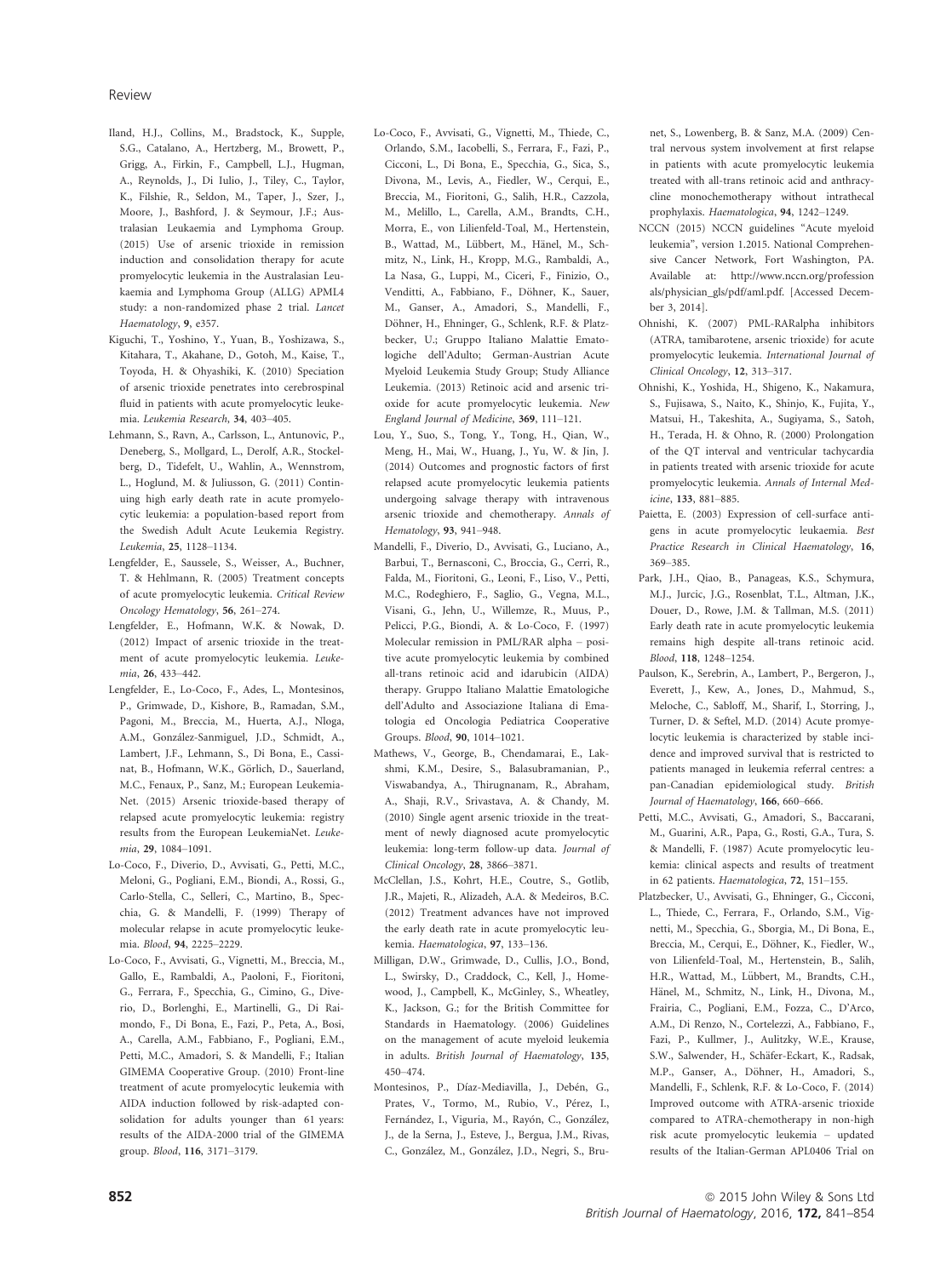Iland, H.J., Collins, M., Bradstock, K., Supple, S.G., Catalano, A., Hertzberg, M., Browett, P., Grigg, A., Firkin, F., Campbell, L.J., Hugman, A., Reynolds, J., Di Iulio, J., Tiley, C., Taylor, K., Filshie, R., Seldon, M., Taper, J., Szer, J., Moore, J., Bashford, J. & Seymour, J.F.; Australasian Leukaemia and Lymphoma Group. (2015) Use of arsenic trioxide in remission induction and consolidation therapy for acute promyelocytic leukemia in the Australasian Leukaemia and Lymphoma Group (ALLG) APML4 study: a non-randomized phase 2 trial. *Lancet Haematology*, **9**, e357.

Kiguchi, T., Yoshino, Y., Yuan, B., Yoshizawa, S., Kitahara, T., Akahane, D., Gotoh, M., Kaise, T., Toyoda, H. & Ohyashiki, K. (2010) Speciation of arsenic trioxide penetrates into cerebrospinal fluid in patients with acute promyelocytic leukemia. *Leukemia Research*, **34**, 403–405.

Lehmann, S., Ravn, A., Carlsson, L., Antunovic, P., Deneberg, S., Mollgard, L., Derolf, A.R., Stockelberg, D., Tidefelt, U., Wahlin, A., Wennstrom, L., Hoglund, M. & Juliusson, G. (2011) Continuing high early death rate in acute promyelocytic leukemia: a population-based report from the Swedish Adult Acute Leukemia Registry. *Leukemia*, **25**, 1128–1134.

Lengfelder, E., Saussele, S., Weisser, A., Buchner, T. & Hehlmann, R. (2005) Treatment concepts of acute promyelocytic leukemia. *Critical Review Oncology Hematology*, **56**, 261–274.

Lengfelder, E., Hofmann, W.K. & Nowak, D. (2012) Impact of arsenic trioxide in the treatment of acute promyelocytic leukemia. *Leukemia*, **26**, 433–442.

Lengfelder, E., Lo-Coco, F., Ades, L., Montesinos, P., Grimwade, D., Kishore, B., Ramadan, S.M., Pagoni, M., Breccia, M., Huerta, A.J., Nloga, A.M., González-Sanmiguel, J.D., Schmidt, A., Lambert, J.F., Lehmann, S., Di Bona, E., Cassinat, B., Hofmann, W.K., Görlich, D., Sauerland, M.C., Fenaux, P., Sanz, M.; European LeukemiaNet. (2015) Arsenic trioxide-based therapy of relapsed acute promyelocytic leukemia: registry results from the European LeukemiaNet. *Leukemia*, **29**, 1084–1091.

Lo-Coco, F., Diverio, D., Avvisati, G., Petti, M.C., Meloni, G., Pogliani, E.M., Biondi, A., Rossi, G., Carlo-Stella, C., Selleri, C., Martino, B., Specchia, G. & Mandelli, F. (1999) Therapy of molecular relapse in acute promyelocytic leukemia. *Blood*, **94**, 2225–2229.

Lo-Coco, F., Avvisati, G., Vignetti, M., Breccia, M., Gallo, E., Rambaldi, A., Paoloni, F., Fioritoni, G., Ferrara, F., Specchia, G., Cimino, G., Diverio, D., Borlenghi, E., Martinelli, G., Di Raimondo, F., Di Bona, E., Fazi, P., Peta, A., Bosi, A., Carella, A.M., Fabbiano, F., Pogliani, E.M., Petti, M.C., Amadori, S. & Mandelli, F.; Italian GIMEMA Cooperative Group. (2010) Front-line treatment of acute promyelocytic leukemia with AIDA induction followed by risk-adapted consolidation for adults younger than 61 years: results of the AIDA-2000 trial of the GIMEMA group. *Blood*, **116**, 3171–3179.

Lo-Coco, F., Avvisati, G., Vignetti, M., Thiede, C., Orlando, S.M., Iacobelli, S., Ferrara, F., Fazi, P., Cicconi, L., Di Bona, E., Specchia, G., Sica, S., Divona, M., Levis, A., Fiedler, W., Cerqui, E., Breccia, M., Fioritoni, G., Salih, H.R., Cazzola, M., Melillo, L., Carella, A.M., Brandts, C.H., Morra, E., von Lilienfeld-Toal, M., Hertenstein, B., Wattad, M., Lübbert, M., Hänel, M., Schmitz, N., Link, H., Kropp, M.G., Rambaldi, A., La Nasa, G., Luppi, M., Ciceri, F., Finizio, O., Venditti, A., Fabbiano, F., Döhner, K., Sauer, M., Ganser, A., Amadori, S., Mandelli, F., Döhner, H., Ehninger, G., Schlenk, R.F. & Platzbecker, U.; Gruppo Italiano Malattie Ematologiche dell'Adulto; German-Austrian Acute Myeloid Leukemia Study Group; Study Alliance Leukemia. (2013) Retinoic acid and arsenic trioxide for acute promyelocytic leukemia. *New England Journal of Medicine*, **369**, 111–121.

Lou, Y., Suo, S., Tong, Y., Tong, H., Qian, W., Meng, H., Mai, W., Huang, J., Yu, W. & Jin, J. (2014) Outcomes and prognostic factors of first relapsed acute promyelocytic leukemia patients undergoing salvage therapy with intravenous arsenic trioxide and chemotherapy. *Annals of Hematology*, **93**, 941–948.

Mandelli, F., Diverio, D., Avvisati, G., Luciano, A., Barbui, T., Bernasconi, C., Broccia, G., Cerri, R., Falda, M., Fioritoni, G., Leoni, F., Liso, V., Petti, M.C., Rodeghiero, F., Saglio, G., Vegna, M.L., Visani, G., Jehn, U., Willemze, R., Muus, P., Pelicci, P.G., Biondi, A. & Lo-Coco, F. (1997) Molecular remission in PML/RAR alpha – positive acute promyelocytic leukemia by combined all-trans retinoic acid and idarubicin (AIDA) therapy. Gruppo Italiano Malattie Ematologiche dell'Adulto and Associazione Italiana di Ematologia ed Oncologia Pediatrica Cooperative Groups. *Blood*, **90**, 1014–1021.

Mathews, V., George, B., Chendamarai, E., Lakshmi, K.M., Desire, S., Balasubramanian, P., Viswabandya, A., Thirugnanam, R., Abraham, A., Shaji, R.V., Srivastava, A. & Chandy, M. (2010) Single agent arsenic trioxide in the treatment of newly diagnosed acute promyelocytic leukemia: long-term follow-up data. *Journal of Clinical Oncology*, **28**, 3866–3871.

McClellan, J.S., Kohrt, H.E., Coutre, S., Gotlib, J.R., Majeti, R., Alizadeh, A.A. & Medeiros, B.C. (2012) Treatment advances have not improved the early death rate in acute promyelocytic leukemia. *Haematologica*, **97**, 133–136.

Milligan, D.W., Grimwade, D., Cullis, J.O., Bond, L., Swirsky, D., Craddock, C., Kell, J., Homewood, J., Campbell, K., McGinley, S., Wheatley, K., Jackson, G.; for the British Committee for Standards in Haematology. (2006) Guidelines on the management of acute myeloid leukemia in adults. *British Journal of Haematology*, **135**, 450–474.

Montesinos, P., Díaz-Mediavilla, J., Debén, G., Prates, V., Tormo, M., Rubio, V., Pérez, I., Fernández, I., Viguria, M., Rayón, C., González, J., de la Serna, J., Esteve, J., Bergua, J.M., Rivas, C., González, M., González, J.D., Negri, S., Brunet, S., Lowenberg, B. & Sanz, M.A. (2009) Central nervous system involvement at first relapse in patients with acute promyelocytic leukemia treated with all-trans retinoic acid and anthracycline monochemotherapy without intrathecal prophylaxis. *Haematologica*, **94**, 1242–1249.

NCCN (2015) NCCN guidelines "Acute myeloid leukemia", version 1.2015. National Comprehensive Cancer Network, Fort Washington, PA. Available at: http://www.nccn.org/professionals/physician_gls/pdf/aml.pdf. [Accessed December 3, 2014].

Ohnishi, K. (2007) PML-RARalpha inhibitors (ATRA, tamibarotene, arsenic trioxide) for acute promyelocytic leukemia. *International Journal of Clinical Oncology*, **12**, 313–317.

Ohnishi, K., Yoshida, H., Shigeno, K., Nakamura, S., Fujisawa, S., Naito, K., Shinjo, K., Fujita, Y., Matsui, H., Takeshita, A., Sugiyama, S., Satoh, H., Terada, H. & Ohno, R. (2000) Prolongation of the QT interval and ventricular tachycardia in patients treated with arsenic trioxide for acute promyelocytic leukemia. *Annals of Internal Medicine*, **133**, 881–885.

Paietta, E. (2003) Expression of cell-surface antigens in acute promyelocytic leukaemia. *Best Practice Research in Clinical Haematology*, **16**, 369–385.

Park, J.H., Qiao, B., Panageas, K.S., Schymura, M.J., Jurcic, J.G., Rosenblat, T.L., Altman, J.K., Douer, D., Rowe, J.M. & Tallman, M.S. (2011) Early death rate in acute promyelocytic leukemia remains high despite all-trans retinoic acid. *Blood*, **118**, 1248–1254.

Paulson, K., Serebrin, A., Lambert, P., Bergeron, J., Everett, J., Kew, A., Jones, D., Mahmud, S., Meloche, C., Sabloff, M., Sharif, I., Storring, J., Turner, D. & Seftel, M.D. (2014) Acute promyelocytic leukemia is characterized by stable incidence and improved survival that is restricted to patients managed in leukemia referral centres: a pan-Canadian epidemiological study. *British Journal of Haematology*, **166**, 660–666.

Petti, M.C., Avvisati, G., Amadori, S., Baccarani, M., Guarini, A.R., Papa, G., Rosti, G.A., Tura, S. & Mandelli, F. (1987) Acute promyelocytic leukemia: clinical aspects and results of treatment in 62 patients. *Haematologica*, **72**, 151–155.

Platzbecker, U., Avvisati, G., Ehninger, G., Cicconi, L., Thiede, C., Ferrara, F., Orlando, S.M., Vignetti, M., Specchia, G., Sborgia, M., Di Bona, E., Breccia, M., Cerqui, E., Döhner, K., Fiedler, W., von Lilienfeld-Toal, M., Hertenstein, B., Salih, H.R., Wattad, M., Lübbert, M., Brandts, C.H., Hänel, M., Schmitz, N., Link, H., Divona, M., Frairia, C., Pogliani, E.M., Fozza, C., D'Arco, A.M., Di Renzo, N., Cortelezzi, A., Fabbiano, F., Fazi, P., Kullmer, J., Aulitzky, W.E., Krause, S.W., Salwender, H., Schäfer-Eckart, K., Radsak, M.P., Ganser, A., Döhner, H., Amadori, S., Mandelli, F., Schlenk, R.F. & Lo-Coco, F. (2014) Improved outcome with ATRA-arsenic trioxide compared to ATRA-chemotherapy in non-high risk acute promyelocytic leukemia – updated results of the Italian-German APL0406 Trial on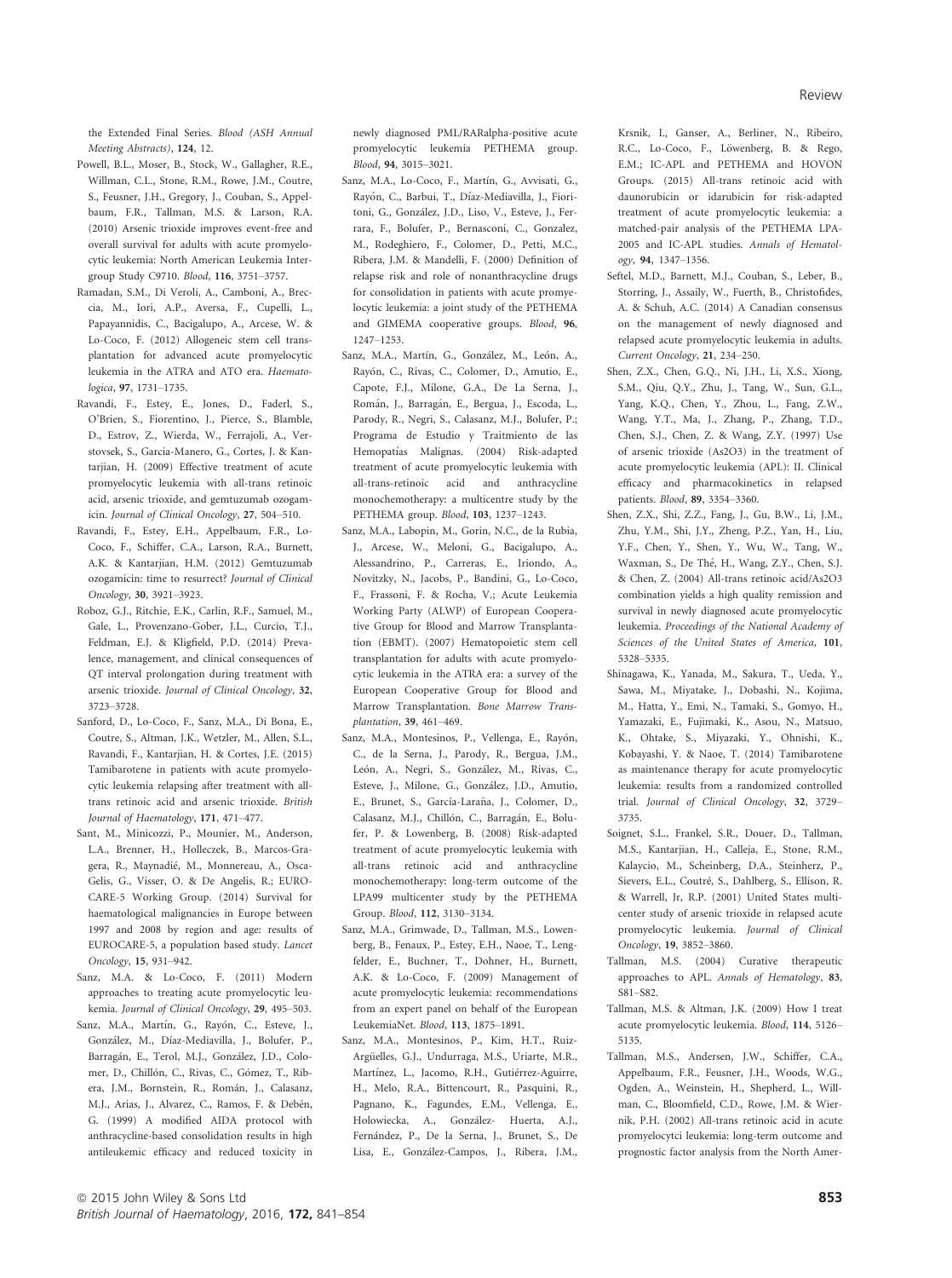the Extended Final Series. *Blood (ASH Annual Meeting Abstracts)*, **124**, 12.

Powell, B.L., Moser, B., Stock, W., Gallagher, R.E., Willman, C.L., Stone, R.M., Rowe, J.M., Coutre, S., Feusner, J.H., Gregory, J., Couban, S., Appelbaum, F.R., Tallman, M.S. & Larson, R.A. (2010) Arsenic trioxide improves event-free and overall survival for adults with acute promyelocytic leukemia: North American Leukemia Intergroup Study C9710. *Blood*, **116**, 3751–3757.

Ramadan, S.M., Di Veroli, A., Camboni, A., Breccia, M., Iori, A.P., Aversa, F., Cupelli, L., Papayannidis, C., Bacigalupo, A., Arcese, W. & Lo-Coco, F. (2012) Allogeneic stem cell transplantation for advanced acute promyelocytic leukemia in the ATRA and ATO era. *Haematologica*, **97**, 1731–1735.

Ravandi, F., Estey, E., Jones, D., Faderl, S., O'Brien, S., Fiorentino, J., Pierce, S., Blamble, D., Estrov, Z., Wierda, W., Ferrajoli, A., Verstovsek, S., Garcia-Manero, G., Cortes, J. & Kantarjian, H. (2009) Effective treatment of acute promyelocytic leukemia with all-trans retinoic acid, arsenic trioxide, and gemtuzumab ozogamicin. *Journal of Clinical Oncology*, **27**, 504–510.

Ravandi, F., Estey, E.H., Appelbaum, F.R., Lo-Coco, F., Schiffer, C.A., Larson, R.A., Burnett, A.K. & Kantarjian, H.M. (2012) Gemtuzumab ozogamicin: time to resurrect? *Journal of Clinical Oncology*, **30**, 3921–3923.

Roboz, G.J., Ritchie, E.K., Carlin, R.F., Samuel, M., Gale, L., Provenzano-Gober, J.L., Curcio, T.J., Feldman, E.J. & Kligfield, P.D. (2014) Prevalence, management, and clinical consequences of QT interval prolongation during treatment with arsenic trioxide. *Journal of Clinical Oncology*, **32**, 3723–3728.

Sanford, D., Lo-Coco, F., Sanz, M.A., Di Bona, E., Coutre, S., Altman, J.K., Wetzler, M., Allen, S.L., Ravandi, F., Kantarjian, H. & Cortes, J.E. (2015) Tamibarotene in patients with acute promyelocytic leukaemia relapsing after treatment with all-trans retinoic acid and arsenic trioxide. *British Journal of Haematology*, **171**, 471–477.

Sant, M., Minicozzi, P., Mounier, M., Anderson, L.A., Brenner, H., Holleczek, B., Marcos-Gragera, R., Maynadié, M., Monnereau, A., Osca-Gelis, G., Visser, O. & De Angelis, R.; EUROCARE-5 Working Group. (2014) Survival for haematological malignancies in Europe between 1997 and 2008 by region and age: results of EUROCARE-5, a population based study. *Lancet Oncology*, **15**, 931–942.

Sanz, M.A. & Lo-Coco, F. (2011) Modern approaches to treating acute promyelocytic leukemia. *Journal of Clinical Oncology*, **29**, 495–503.

Sanz, M.A., Martín, G., Rayón, C., Esteve, J., González, M., Díaz-Mediavilla, J., Bolufer, P., Barragán, E., Terol, M.J., González, J.D., Colomer, D., Chillón, C., Rivas, C., Gómez, T., Ribera, J.M., Bornstein, R., Román, J., Calasanz, M.J., Arias, J., Alvarez, C., Ramos, F. & Debén, G. (1999) A modified AIDA protocol with anthracycline-based consolidation results in high antileukemic efficacy and reduced toxicity in newly diagnosed PML/RARalpha-positive acute promyelocytic leukemia PETHEMA group. *Blood*, **94**, 3015–3021.

Sanz, M.A., Lo-Coco, F., Martín, G., Avvisati, G., Rayón, C., Barbui, T., Díaz-Mediavilla, J., Fioritoni, G., González, J.D., Liso, V., Esteve, J., Ferrara, F., Bolufer, P., Bernasconi, C., Gonzalez, M., Rodeghiero, F., Colomer, D., Petti, M.C., Ribera, J.M. & Mandelli, F. (2000) Definition of relapse risk and role of nonanthracycline drugs for consolidation in patients with acute promyelocytic leukemia: a joint study of the PETHEMA and GIMEMA cooperative groups. *Blood*, **96**, 1247–1253.

Sanz, M.A., Martín, G., González, M., León, A., Rayón, C., Rivas, C., Colomer, D., Amutio, E., Capote, F.J., Milone, G.A., De La Serna, J., Román, J., Barragán, E., Bergua, J., Escoda, L., Parody, R., Negri, S., Calasanz, M.J., Bolufer, P.; Programa de Estudio y Traitmiento de las Hemopatías Malignas. (2004) Risk-adapted treatment of acute promyelocytic leukemia with all-trans-retinoic acid and anthracycline monochemotherapy: a multicentre study by the PETHEMA group. *Blood*, **103**, 1237–1243.

Sanz, M.A., Labopin, M., Gorin, N.C., de la Rubia, J., Arcese, W., Meloni, G., Bacigalupo, A., Alessandrino, P., Carreras, E., Iriondo, A., Novitzky, N., Jacobs, P., Bandini, G., Lo-Coco, F., Frassoni, F. & Rocha, V.; Acute Leukemia Working Party (ALWP) of European Cooperative Group for Blood and Marrow Transplantation (EBMT). (2007) Hematopoietic stem cell transplantation for adults with acute promyelocytic leukemia in the ATRA era: a survey of the European Cooperative Group for Blood and Marrow Transplantation. *Bone Marrow Transplantation*, **39**, 461–469.

Sanz, M.A., Montesinos, P., Vellenga, E., Rayón, C., de la Serna, J., Parody, R., Bergua, J.M., León, A., Negri, S., González, M., Rivas, C., Esteve, J., Milone, G., González, J.D., Amutio, E., Brunet, S., García-Laraña, J., Colomer, D., Calasanz, M.J., Chillón, C., Barragán, E., Bolufer, P. & Lowenberg, B. (2008) Risk-adapted treatment of acute promyelocytic leukemia with all-trans retinoic acid and anthracycline monochemotherapy: long-term outcome of the LPA99 multicenter study by the PETHEMA Group. *Blood*, **112**, 3130–3134.

Sanz, M.A., Grimwade, D., Tallman, M.S., Lowenberg, B., Fenaux, P., Estey, E.H., Naoe, T., Lengfelder, E., Buchner, T., Dohner, H., Burnett, A.K. & Lo-Coco, F. (2009) Management of acute promyelocytic leukemia: recommendations from an expert panel on behalf of the European LeukemiaNet. *Blood*, **113**, 1875–1891.

Sanz, M.A., Montesinos, P., Kim, H.T., Ruiz-Argüelles, G.J., Undurraga, M.S., Uriarte, M.R., Martínez, L., Jacomo, R.H., Gutiérrez-Aguirre, H., Melo, R.A., Bittencourt, R., Pasquini, R., Pagnano, K., Fagundes, E.M., Vellenga, E., Holowiecka, A., González- Huerta, A.J., Fernández, P., De la Serna, J., Brunet, S., De Lisa, E., González-Campos, J., Ribera, J.M., Krsnik, I., Ganser, A., Berliner, N., Ribeiro, R.C., Lo-Coco, F., Löwenberg, B. & Rego, E.M.; IC-APL and PETHEMA and HOVON Groups. (2015) All-trans retinoic acid with daunorubicin or idarubicin for risk-adapted treatment of acute promyelocytic leukemia: a matched-pair analysis of the PETHEMA LPA-2005 and IC-APL studies. *Annals of Hematology*, **94**, 1347–1356.

Seftel, M.D., Barnett, M.J., Couban, S., Leber, B., Storring, J., Assaily, W., Fuerth, B., Christofides, A. & Schuh, A.C. (2014) A Canadian consensus on the management of newly diagnosed and relapsed acute promyelocytic leukemia in adults. *Current Oncology*, **21**, 234–250.

Shen, Z.X., Chen, G.Q., Ni, J.H., Li, X.S., Xiong, S.M., Qiu, Q.Y., Zhu, J., Tang, W., Sun, G.L., Yang, K.Q., Chen, Y., Zhou, L., Fang, Z.W., Wang, Y.T., Ma, J., Zhang, P., Zhang, T.D., Chen, S.J., Chen, Z. & Wang, Z.Y. (1997) Use of arsenic trioxide (As2O3) in the treatment of acute promyelocytic leukemia (APL): II. Clinical efficacy and pharmacokinetics in relapsed patients. *Blood*, **89**, 3354–3360.

Shen, Z.X., Shi, Z.Z., Fang, J., Gu, B.W., Li, J.M., Zhu, Y.M., Shi, J.Y., Zheng, P.Z., Yan, H., Liu, Y.F., Chen, Y., Shen, Y., Wu, W., Tang, W., Waxman, S., De Thé, H., Wang, Z.Y., Chen, S.J. & Chen, Z. (2004) All-trans retinoic acid/As2O3 combination yields a high quality remission and survival in newly diagnosed acute promyelocytic leukemia. *Proceedings of the National Academy of Sciences of the United States of America*, **101**, 5328–5335.

Shinagawa, K., Yanada, M., Sakura, T., Ueda, Y., Sawa, M., Miyatake, J., Dobashi, N., Kojima, M., Hatta, Y., Emi, N., Tamaki, S., Gomyo, H., Yamazaki, E., Fujimaki, K., Asou, N., Matsuo, K., Ohtake, S., Miyazaki, Y., Ohnishi, K., Kobayashi, Y. & Naoe, T. (2014) Tamibarotene as maintenance therapy for acute promyelocytic leukemia: results from a randomized controlled trial. *Journal of Clinical Oncology*, **32**, 3729–3735.

Soignet, S.L., Frankel, S.R., Douer, D., Tallman, M.S., Kantarjian, H., Calleja, E., Stone, R.M., Kalaycio, M., Scheinberg, D.A., Steinherz, P., Sievers, E.L., Coutré, S., Dahlberg, S., Ellison, R. & Warrell, Jr, R.P. (2001) United States multicenter study of arsenic trioxide in relapsed acute promyelocytic leukemia. *Journal of Clinical Oncology*, **19**, 3852–3860.

Tallman, M.S. (2004) Curative therapeutic approaches to APL. *Annals of Hematology*, **83**, S81–S82.

Tallman, M.S. & Altman, J.K. (2009) How I treat acute promyelocytic leukemia. *Blood*, **114**, 5126–5135.

Tallman, M.S., Andersen, J.W., Schiffer, C.A., Appelbaum, F.R., Feusner, J.H., Woods, W.G., Ogden, A., Weinstein, H., Shepherd, L., Willman, C., Bloomfield, C.D., Rowe, J.M. & Wiernik, P.H. (2002) All-trans retinoic acid in acute promyelocytci leukemia: long-term outcome and prognostic factor analysis from the North Amer-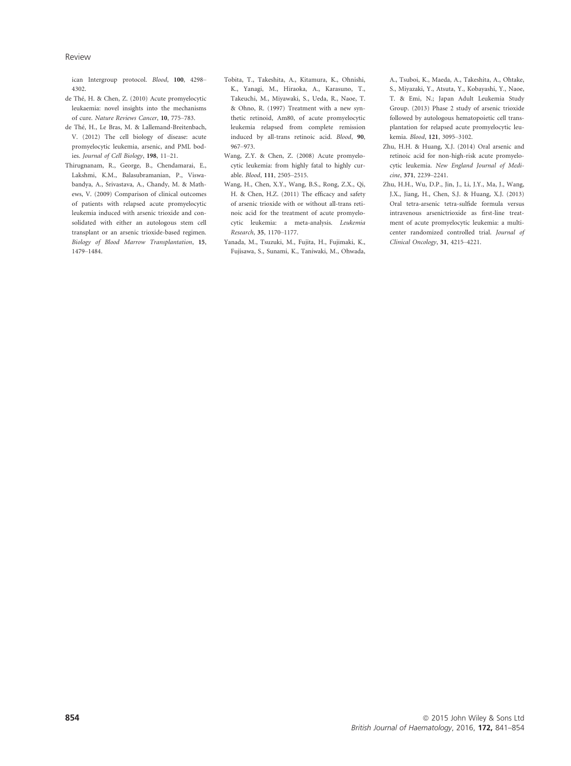ican Intergroup protocol. *Blood*, **100**, 4298–4302.

de Thé, H. & Chen, Z. (2010) Acute promyelocytic leukaemia: novel insights into the mechanisms of cure. *Nature Reviews Cancer*, **10**, 775–783.

de Thé, H., Le Bras, M. & Lallemand-Breitenbach, V. (2012) The cell biology of disease: acute promyelocytic leukemia, arsenic, and PML bodies. *Journal of Cell Biology*, **198**, 11–21.

Thirugnanam, R., George, B., Chendamarai, E., Lakshmi, K.M., Balasubramanian, P., Viswabandya, A., Srivastava, A., Chandy, M. & Mathews, V. (2009) Comparison of clinical outcomes of patients with relapsed acute promyelocytic leukemia induced with arsenic trioxide and consolidated with either an autologous stem cell transplant or an arsenic trioxide-based regimen. *Biology of Blood Marrow Transplantation*, **15**, 1479–1484.

Tobita, T., Takeshita, A., Kitamura, K., Ohnishi, K., Yanagi, M., Hiraoka, A., Karasuno, T., Takeuchi, M., Miyawaki, S., Ueda, R., Naoe, T. & Ohno, R. (1997) Treatment with a new synthetic retinoid, Am80, of acute promyelocytic leukemia relapsed from complete remission induced by all-trans retinoic acid. *Blood*, **90**, 967–973.

Wang, Z.Y. & Chen, Z. (2008) Acute promyelocytic leukemia: from highly fatal to highly curable. *Blood*, **111**, 2505–2515.

Wang, H., Chen, X.Y., Wang, B.S., Rong, Z.X., Qi, H. & Chen, H.Z. (2011) The efficacy and safety of arsenic trioxide with or without all-trans retinoic acid for the treatment of acute promyelocytic leukemia: a meta-analysis. *Leukemia Research*, **35**, 1170–1177.

Yanada, M., Tsuzuki, M., Fujita, H., Fujimaki, K., Fujisawa, S., Sunami, K., Taniwaki, M., Ohwada, A., Tsuboi, K., Maeda, A., Takeshita, A., Ohtake, S., Miyazaki, Y., Atsuta, Y., Kobayashi, Y., Naoe, T. & Emi, N.; Japan Adult Leukemia Study Group. (2013) Phase 2 study of arsenic trioxide followed by autologous hematopoietic cell transplantation for relapsed acute promyelocytic leukemia. *Blood*, **121**, 3095–3102.

Zhu, H.H. & Huang, X.J. (2014) Oral arsenic and retinoic acid for non-high-risk acute promyelocytic leukemia. *New England Journal of Medicine*, **371**, 2239–2241.

Zhu, H.H., Wu, D.P., Jin, J., Li, J.Y., Ma, J., Wang, J.X., Jiang, H., Chen, S.J. & Huang, X.J. (2013) Oral tetra-arsenic tetra-sulfide formula versus intravenous arsenictrioxide as first-line treatment of acute promyelocytic leukemia: a multicenter randomized controlled trial. *Journal of Clinical Oncology*, **31**, 4215–4221.